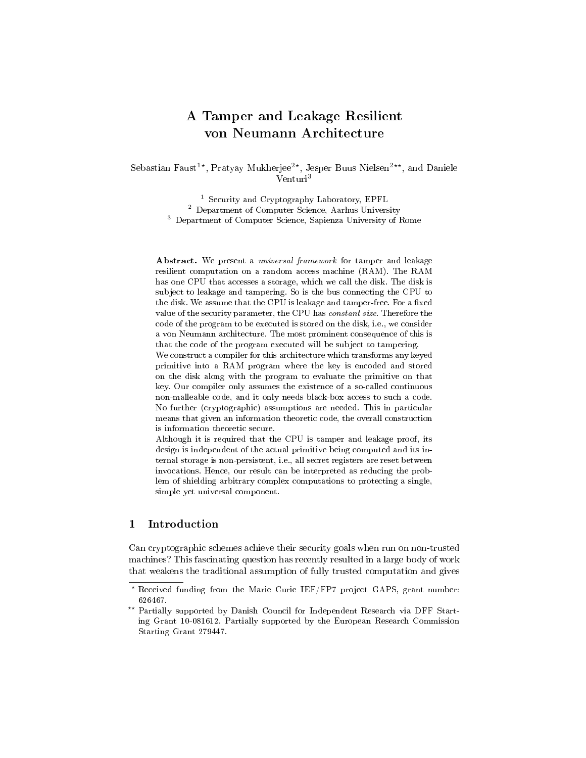# A Tamper and Leakage Resilient von Neumann Architecture

Sebastian Faust[1⋆], Pratyay Mukherjee[2⋆], Jesper Buus Nielsen[2⋆⋆], and Daniele Venturi[3]

[1] Security and Cryptography Laboratory, EPFL
[2] Department of Computer Science, Aarhus University
[3] Department of Computer Science, Sapienza University of Rome

**Abstract.** We present a *universal framework* for tamper and leakage resilient computation on a random access machine (RAM). The RAM has one CPU that accesses a storage, which we call the disk. The disk is subject to leakage and tampering. So is the bus connecting the CPU to the disk. We assume that the CPU is leakage and tamper-free. For a fixed value of the security parameter, the CPU has *constant size*. Therefore the code of the program to be executed is stored on the disk, i.e., we consider a von Neumann architecture. The most prominent consequence of this is that the code of the program executed will be subject to tampering.

We construct a compiler for this architecture which transforms any keyed primitive into a RAM program where the key is encoded and stored on the disk along with the program to evaluate the primitive on that key. Our compiler only assumes the existence of a so-called continuous non-malleable code, and it only needs black-box access to such a code. No further (cryptographic) assumptions are needed. This in particular means that given an information theoretic code, the overall construction is information theoretic secure.

Although it is required that the CPU is tamper and leakage proof, its design is independent of the actual primitive being computed and its internal storage is non-persistent, i.e., all secret registers are reset between invocations. Hence, our result can be interpreted as reducing the problem of shielding arbitrary complex computations to protecting a single, simple yet universal component.

## 1 Introduction

Can cryptographic schemes achieve their security goals when run on non-trusted machines? This fascinating question has recently resulted in a large body of work that weakens the traditional assumption of fully trusted computation and gives

⋆ Received funding from the Marie Curie IEF/FP7 project GAPS, grant number: 626467.

⋆⋆ Partially supported by Danish Council for Independent Research via DFF Starting Grant 10-081612. Partially supported by the European Research Commission Starting Grant 279447.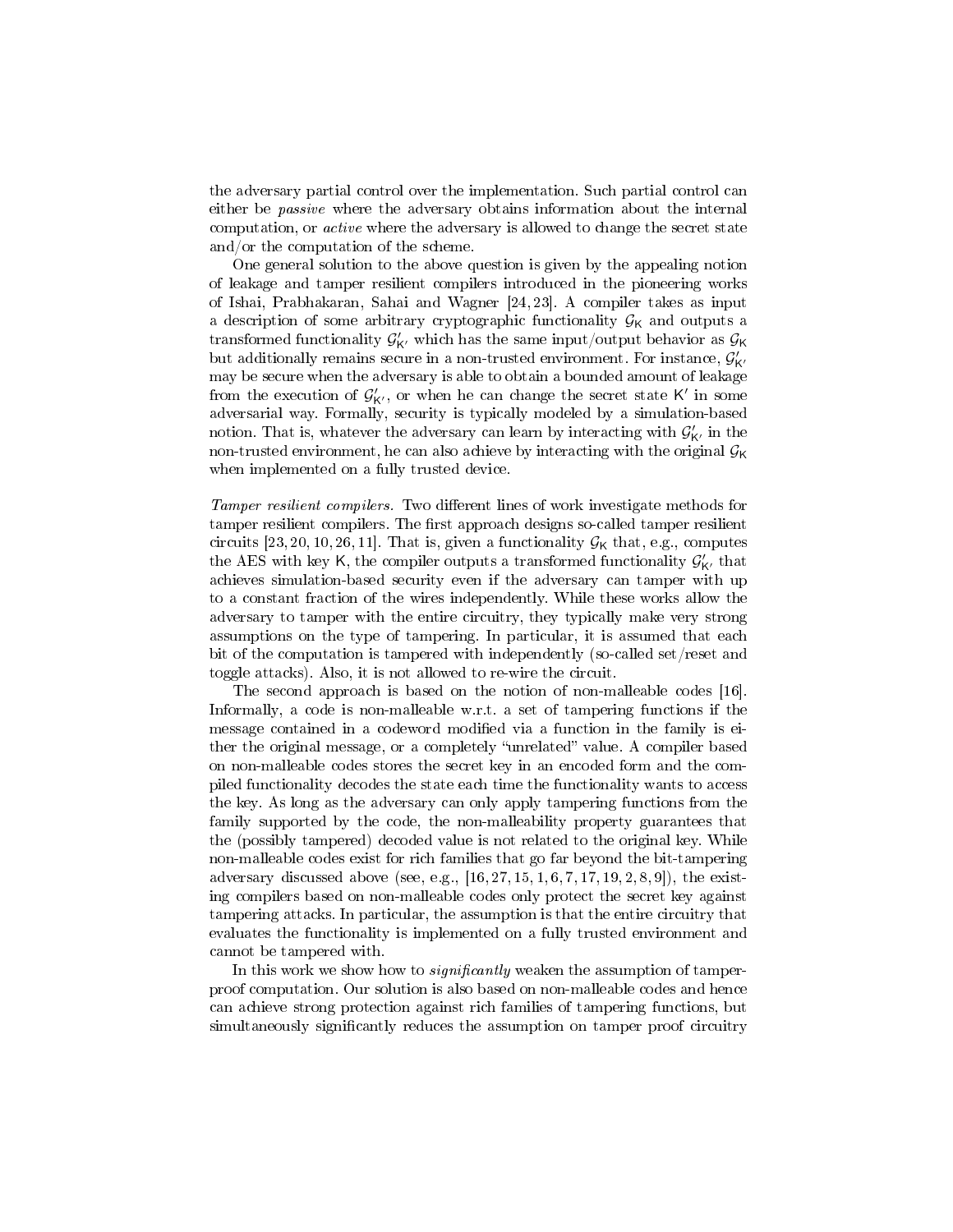the adversary partial control over the implementation. Such partial control can either be *passive* where the adversary obtains information about the internal computation, or *active* where the adversary is allowed to change the secret state and/or the computation of the scheme.

One general solution to the above question is given by the appealing notion of leakage and tamper resilient compilers introduced in the pioneering works of Ishai, Prabhakaran, Sahai and Wagner [24, 23]. A compiler takes as input a description of some arbitrary cryptographic functionality $\mathcal{G}_{\mathsf{K}}$ and outputs a transformed functionality $\mathcal{G}'_{\mathsf{K}'}$ which has the same input/output behavior as $\mathcal{G}_{\mathsf{K}}$ but additionally remains secure in a non-trusted environment. For instance, $\mathcal{G}'_{\mathsf{K}'}$ may be secure when the adversary is able to obtain a bounded amount of leakage from the execution of $\mathcal{G}'_{\mathsf{K}'}$, or when he can change the secret state $\mathsf{K}'$ in some adversarial way. Formally, security is typically modeled by a simulation-based notion. That is, whatever the adversary can learn by interacting with $\mathcal{G}'_{\mathsf{K}'}$ in the non-trusted environment, he can also achieve by interacting with the original $\mathcal{G}_{\mathsf{K}}$ when implemented on a fully trusted device.

*Tamper resilient compilers.* Two different lines of work investigate methods for tamper resilient compilers. The first approach designs so-called tamper resilient circuits [23, 20, 10, 26, 11]. That is, given a functionality $\mathcal{G}_{\mathsf{K}}$ that, e.g., computes the AES with key $\mathsf{K}$, the compiler outputs a transformed functionality $\mathcal{G}'_{\mathsf{K}'}$ that achieves simulation-based security even if the adversary can tamper with up to a constant fraction of the wires independently. While these works allow the adversary to tamper with the entire circuitry, they typically make very strong assumptions on the type of tampering. In particular, it is assumed that each bit of the computation is tampered with independently (so-called set/reset and toggle attacks). Also, it is not allowed to re-wire the circuit.

The second approach is based on the notion of non-malleable codes [16]. Informally, a code is non-malleable w.r.t. a set of tampering functions if the message contained in a codeword modified via a function in the family is either the original message, or a completely "unrelated" value. A compiler based on non-malleable codes stores the secret key in an encoded form and the compiled functionality decodes the state each time the functionality wants to access the key. As long as the adversary can only apply tampering functions from the family supported by the code, the non-malleability property guarantees that the (possibly tampered) decoded value is not related to the original key. While non-malleable codes exist for rich families that go far beyond the bit-tampering adversary discussed above (see, e.g., [16, 27, 15, 1, 6, 7, 17, 19, 2, 8, 9]), the existing compilers based on non-malleable codes only protect the secret key against tampering attacks. In particular, the assumption is that the entire circuitry that evaluates the functionality is implemented on a fully trusted environment and cannot be tampered with.

In this work we show how to *significantly* weaken the assumption of tamper-proof computation. Our solution is also based on non-malleable codes and hence can achieve strong protection against rich families of tampering functions, but simultaneously significantly reduces the assumption on tamper proof circuitry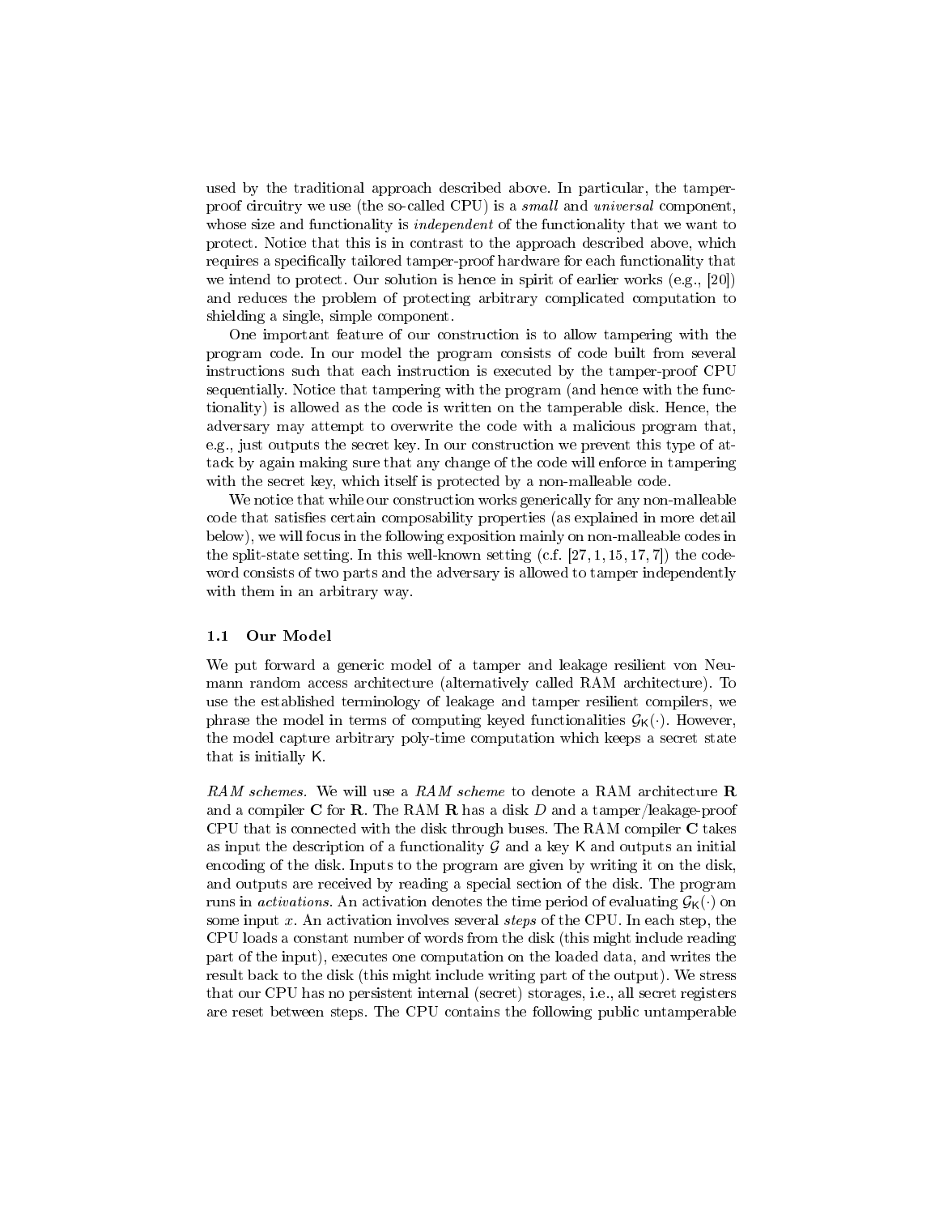used by the traditional approach described above. In particular, the tamper-proof circuitry we use (the so-called CPU) is a *small* and *universal* component, whose size and functionality is *independent* of the functionality that we want to protect. Notice that this is in contrast to the approach described above, which requires a specifically tailored tamper-proof hardware for each functionality that we intend to protect. Our solution is hence in spirit of earlier works (e.g., [20]) and reduces the problem of protecting arbitrary complicated computation to shielding a single, simple component.

One important feature of our construction is to allow tampering with the program code. In our model the program consists of code built from several instructions such that each instruction is executed by the tamper-proof CPU sequentially. Notice that tampering with the program (and hence with the functionality) is allowed as the code is written on the tamperable disk. Hence, the adversary may attempt to overwrite the code with a malicious program that, e.g., just outputs the secret key. In our construction we prevent this type of attack by again making sure that any change of the code will enforce in tampering with the secret key, which itself is protected by a non-malleable code.

We notice that while our construction works generically for any non-malleable code that satisfies certain composability properties (as explained in more detail below), we will focus in the following exposition mainly on non-malleable codes in the split-state setting. In this well-known setting (c.f. [27, 1, 15, 17, 7]) the codeword consists of two parts and the adversary is allowed to tamper independently with them in an arbitrary way.

### 1.1 Our Model

We put forward a generic model of a tamper and leakage resilient von Neumann random access architecture (alternatively called RAM architecture). To use the established terminology of leakage and tamper resilient compilers, we phrase the model in terms of computing keyed functionalities $\mathcal{G}_{\mathsf{K}}(\cdot)$. However, the model capture arbitrary poly-time computation which keeps a secret state that is initially $\mathsf{K}$.

*RAM schemes.* We will use a *RAM scheme* to denote a RAM architecture $\mathbf{R}$ and a compiler $\mathbf{C}$ for $\mathbf{R}$. The RAM $\mathbf{R}$ has a disk $D$ and a tamper/leakage-proof CPU that is connected with the disk through buses. The RAM compiler $\mathbf{C}$ takes as input the description of a functionality $\mathcal{G}$ and a key $\mathsf{K}$ and outputs an initial encoding of the disk. Inputs to the program are given by writing it on the disk, and outputs are received by reading a special section of the disk. The program runs in *activations*. An activation denotes the time period of evaluating $\mathcal{G}_{\mathsf{K}}(\cdot)$ on some input $x$. An activation involves several *steps* of the CPU. In each step, the CPU loads a constant number of words from the disk (this might include reading part of the input), executes one computation on the loaded data, and writes the result back to the disk (this might include writing part of the output). We stress that our CPU has no persistent internal (secret) storages, i.e., all secret registers are reset between steps. The CPU contains the following public untamperable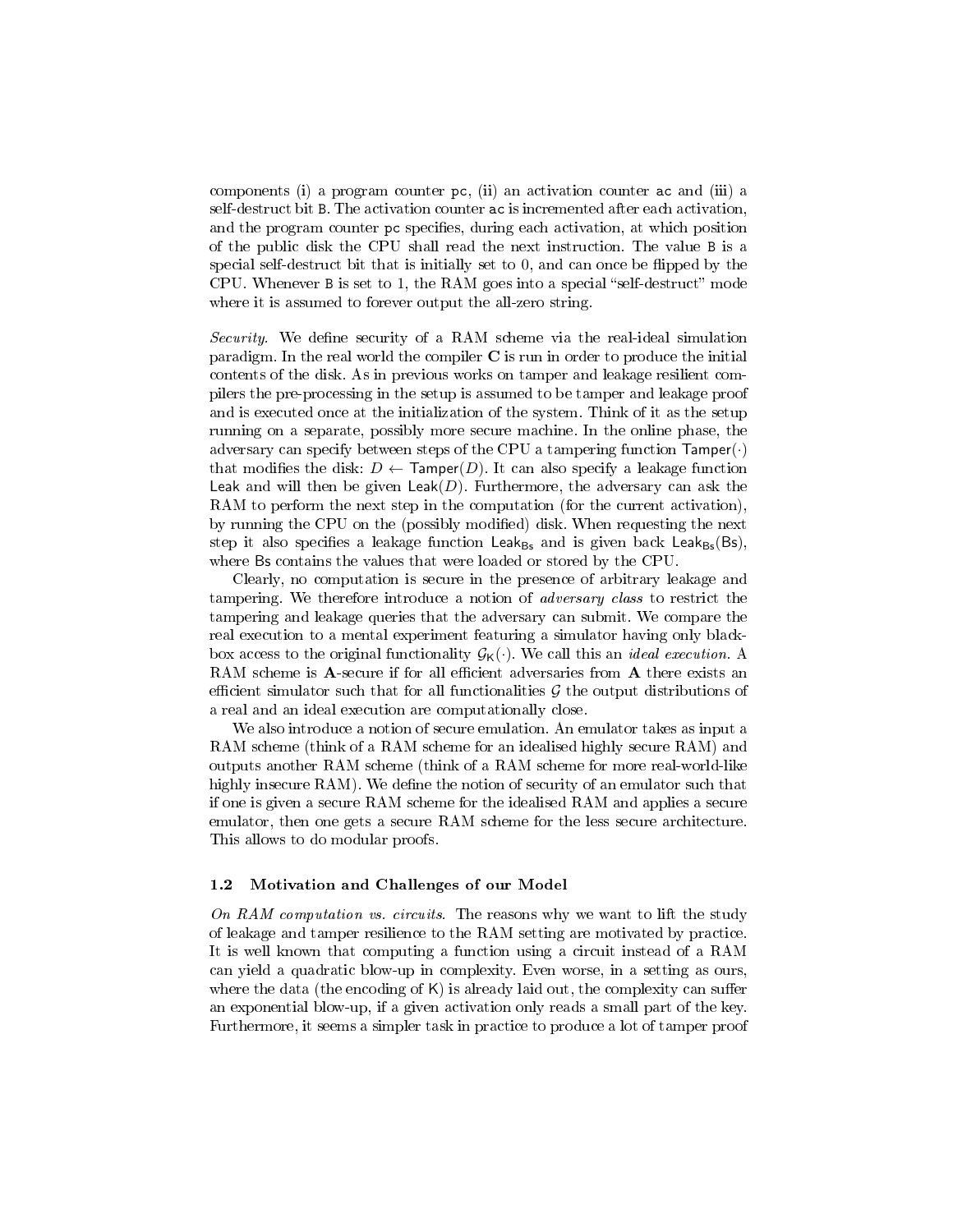components (i) a program counter pc, (ii) an activation counter ac and (iii) a self-destruct bit B. The activation counter ac is incremented after each activation, and the program counter pc specifies, during each activation, at which position of the public disk the CPU shall read the next instruction. The value B is a special self-destruct bit that is initially set to 0, and can once be flipped by the CPU. Whenever B is set to 1, the RAM goes into a special "self-destruct" mode where it is assumed to forever output the all-zero string.

*Security.* We define security of a RAM scheme via the real-ideal simulation paradigm. In the real world the compiler **C** is run in order to produce the initial contents of the disk. As in previous works on tamper and leakage resilient compilers the pre-processing in the setup is assumed to be tamper and leakage proof and is executed once at the initialization of the system. Think of it as the setup running on a separate, possibly more secure machine. In the online phase, the adversary can specify between steps of the CPU a tampering function $\mathsf{Tamper}(\cdot)$ that modifies the disk: $D \leftarrow \mathsf{Tamper}(D)$. It can also specify a leakage function $\mathsf{Leak}$ and will then be given $\mathsf{Leak}(D)$. Furthermore, the adversary can ask the RAM to perform the next step in the computation (for the current activation), by running the CPU on the (possibly modified) disk. When requesting the next step it also specifies a leakage function $\mathsf{Leak}_{\mathsf{Bs}}$ and is given back $\mathsf{Leak}_{\mathsf{Bs}}(\mathsf{Bs})$, where $\mathsf{Bs}$ contains the values that were loaded or stored by the CPU.

Clearly, no computation is secure in the presence of arbitrary leakage and tampering. We therefore introduce a notion of *adversary class* to restrict the tampering and leakage queries that the adversary can submit. We compare the real execution to a mental experiment featuring a simulator having only black-box access to the original functionality $\mathcal{G}_{\mathsf{K}}(\cdot)$. We call this an *ideal execution*. A RAM scheme is **A**-secure if for all efficient adversaries from **A** there exists an efficient simulator such that for all functionalities $\mathcal{G}$ the output distributions of a real and an ideal execution are computationally close.

We also introduce a notion of secure emulation. An emulator takes as input a RAM scheme (think of a RAM scheme for an idealised highly secure RAM) and outputs another RAM scheme (think of a RAM scheme for more real-world-like highly insecure RAM). We define the notion of security of an emulator such that if one is given a secure RAM scheme for the idealised RAM and applies a secure emulator, then one gets a secure RAM scheme for the less secure architecture. This allows to do modular proofs.

### 1.2 Motivation and Challenges of our Model

*On RAM computation vs. circuits.* The reasons why we want to lift the study of leakage and tamper resilience to the RAM setting are motivated by practice. It is well known that computing a function using a circuit instead of a RAM can yield a quadratic blow-up in complexity. Even worse, in a setting as ours, where the data (the encoding of $\mathsf{K}$) is already laid out, the complexity can suffer an exponential blow-up, if a given activation only reads a small part of the key. Furthermore, it seems a simpler task in practice to produce a lot of tamper proof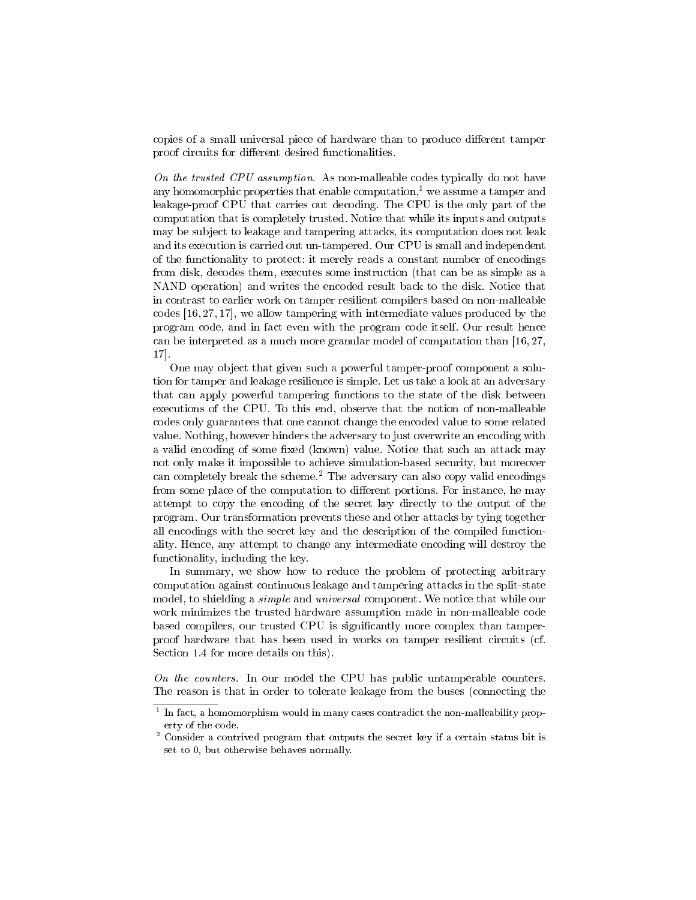copies of a small universal piece of hardware than to produce different tamper proof circuits for different desired functionalities.

*On the trusted CPU assumption.* As non-malleable codes typically do not have any homomorphic properties that enable computation,[1] we assume a tamper and leakage-proof CPU that carries out decoding. The CPU is the only part of the computation that is completely trusted. Notice that while its inputs and outputs may be subject to leakage and tampering attacks, its computation does not leak and its execution is carried out un-tampered. Our CPU is small and independent of the functionality to protect: it merely reads a constant number of encodings from disk, decodes them, executes some instruction (that can be as simple as a NAND operation) and writes the encoded result back to the disk. Notice that in contrast to earlier work on tamper resilient compilers based on non-malleable codes [16, 27, 17], we allow tampering with intermediate values produced by the program code, and in fact even with the program code itself. Our result hence can be interpreted as a much more granular model of computation than [16, 27, 17].

One may object that given such a powerful tamper-proof component a solution for tamper and leakage resilience is simple. Let us take a look at an adversary that can apply powerful tampering functions to the state of the disk between executions of the CPU. To this end, observe that the notion of non-malleable codes only guarantees that one cannot change the encoded value to some related value. Nothing, however hinders the adversary to just overwrite an encoding with a valid encoding of some fixed (known) value. Notice that such an attack may not only make it impossible to achieve simulation-based security, but moreover can completely break the scheme.[2] The adversary can also copy valid encodings from some place of the computation to different portions. For instance, he may attempt to copy the encoding of the secret key directly to the output of the program. Our transformation prevents these and other attacks by tying together all encodings with the secret key and the description of the compiled functionality. Hence, any attempt to change any intermediate encoding will destroy the functionality, including the key.

In summary, we show how to reduce the problem of protecting arbitrary computation against continuous leakage and tampering attacks in the split-state model, to shielding a *simple* and *universal* component. We notice that while our work minimizes the trusted hardware assumption made in non-malleable code based compilers, our trusted CPU is significantly more complex than tamper-proof hardware that has been used in works on tamper resilient circuits (cf. Section 1.4 for more details on this).

*On the counters.* In our model the CPU has public untamperable counters. The reason is that in order to tolerate leakage from the buses (connecting the

[1] In fact, a homomorphism would in many cases contradict the non-malleability property of the code.

[2] Consider a contrived program that outputs the secret key if a certain status bit is set to 0, but otherwise behaves normally.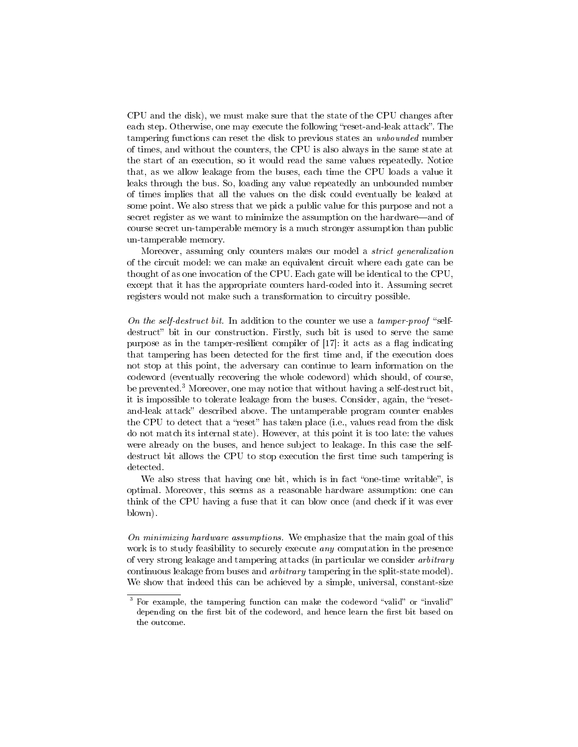CPU and the disk), we must make sure that the state of the CPU changes after each step. Otherwise, one may execute the following "reset-and-leak attack". The tampering functions can reset the disk to previous states an *unbounded* number of times, and without the counters, the CPU is also always in the same state at the start of an execution, so it would read the same values repeatedly. Notice that, as we allow leakage from the buses, each time the CPU loads a value it leaks through the bus. So, loading any value repeatedly an unbounded number of times implies that all the values on the disk could eventually be leaked at some point. We also stress that we pick a public value for this purpose and not a secret register as we want to minimize the assumption on the hardware—and of course secret un-tamperable memory is a much stronger assumption than public un-tamperable memory.

Moreover, assuming only counters makes our model a *strict generalization* of the circuit model: we can make an equivalent circuit where each gate can be thought of as one invocation of the CPU. Each gate will be identical to the CPU, except that it has the appropriate counters hard-coded into it. Assuming secret registers would not make such a transformation to circuitry possible.

*On the self-destruct bit.* In addition to the counter we use a *tamper-proof* "self-destruct" bit in our construction. Firstly, such bit is used to serve the same purpose as in the tamper-resilient compiler of [17]: it acts as a flag indicating that tampering has been detected for the first time and, if the execution does not stop at this point, the adversary can continue to learn information on the codeword (eventually recovering the whole codeword) which should, of course, be prevented.[3] Moreover, one may notice that without having a self-destruct bit, it is impossible to tolerate leakage from the buses. Consider, again, the "reset-and-leak attack" described above. The untamperable program counter enables the CPU to detect that a "reset" has taken place (i.e., values read from the disk do not match its internal state). However, at this point it is too late: the values were already on the buses, and hence subject to leakage. In this case the self-destruct bit allows the CPU to stop execution the first time such tampering is detected.

We also stress that having one bit, which is in fact "one-time writable", is optimal. Moreover, this seems as a reasonable hardware assumption: one can think of the CPU having a fuse that it can blow once (and check if it was ever blown).

*On minimizing hardware assumptions.* We emphasize that the main goal of this work is to study feasibility to securely execute *any* computation in the presence of very strong leakage and tampering attacks (in particular we consider *arbitrary* continuous leakage from buses and *arbitrary* tampering in the split-state model). We show that indeed this can be achieved by a simple, universal, constant-size

[3] For example, the tampering function can make the codeword "valid" or "invalid" depending on the first bit of the codeword, and hence learn the first bit based on the outcome.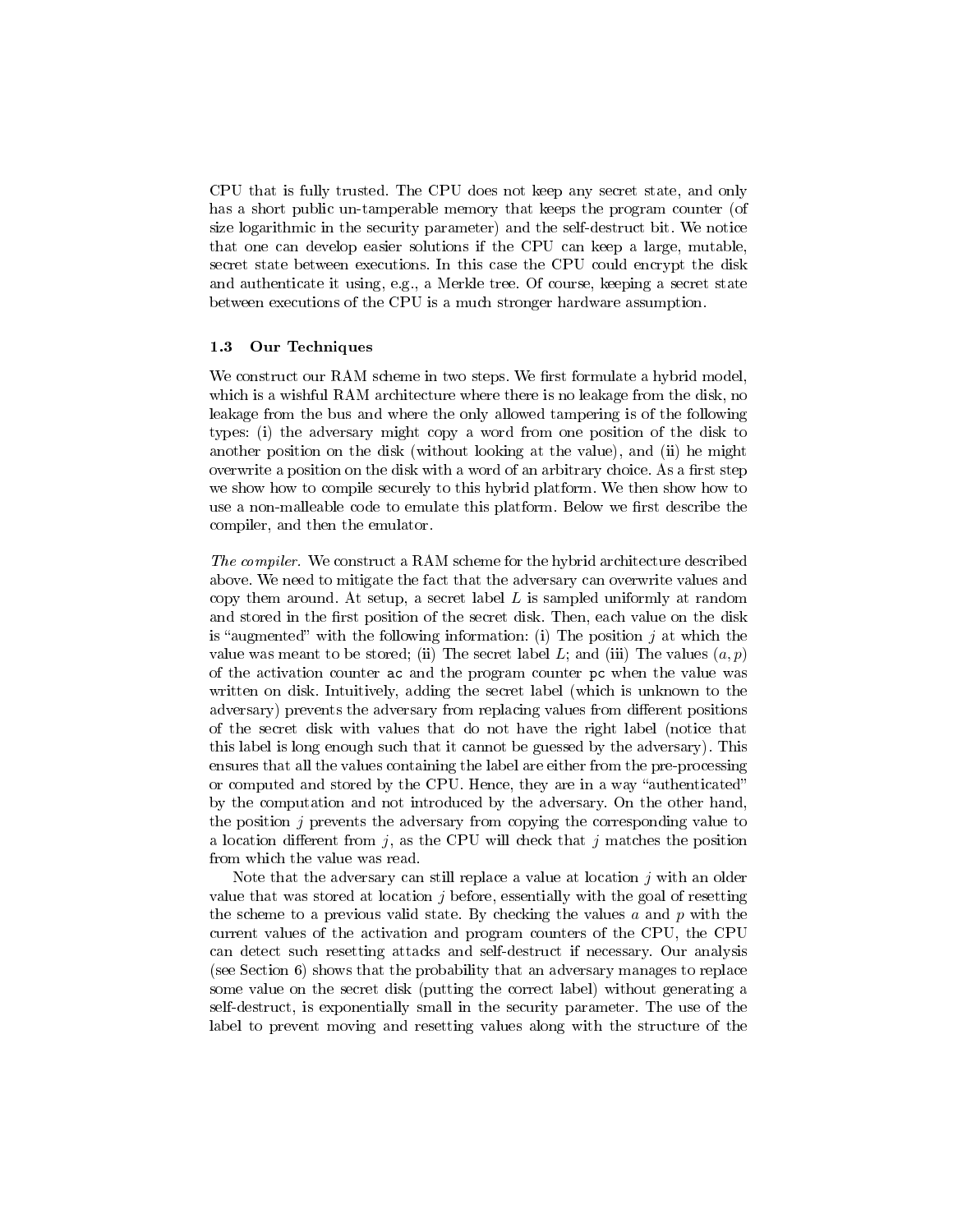CPU that is fully trusted. The CPU does not keep any secret state, and only has a short public un-tamperable memory that keeps the program counter (of size logarithmic in the security parameter) and the self-destruct bit. We notice that one can develop easier solutions if the CPU can keep a large, mutable, secret state between executions. In this case the CPU could encrypt the disk and authenticate it using, e.g., a Merkle tree. Of course, keeping a secret state between executions of the CPU is a much stronger hardware assumption.

### 1.3 Our Techniques

We construct our RAM scheme in two steps. We first formulate a hybrid model, which is a wishful RAM architecture where there is no leakage from the disk, no leakage from the bus and where the only allowed tampering is of the following types: (i) the adversary might copy a word from one position of the disk to another position on the disk (without looking at the value), and (ii) he might overwrite a position on the disk with a word of an arbitrary choice. As a first step we show how to compile securely to this hybrid platform. We then show how to use a non-malleable code to emulate this platform. Below we first describe the compiler, and then the emulator.

*The compiler.* We construct a RAM scheme for the hybrid architecture described above. We need to mitigate the fact that the adversary can overwrite values and copy them around. At setup, a secret label $L$ is sampled uniformly at random and stored in the first position of the secret disk. Then, each value on the disk is "augmented" with the following information: (i) The position $j$ at which the value was meant to be stored; (ii) The secret label $L$; and (iii) The values $(a, p)$ of the activation counter `ac` and the program counter `pc` when the value was written on disk. Intuitively, adding the secret label (which is unknown to the adversary) prevents the adversary from replacing values from different positions of the secret disk with values that do not have the right label (notice that this label is long enough such that it cannot be guessed by the adversary). This ensures that all the values containing the label are either from the pre-processing or computed and stored by the CPU. Hence, they are in a way "authenticated" by the computation and not introduced by the adversary. On the other hand, the position $j$ prevents the adversary from copying the corresponding value to a location different from $j$, as the CPU will check that $j$ matches the position from which the value was read.

Note that the adversary can still replace a value at location $j$ with an older value that was stored at location $j$ before, essentially with the goal of resetting the scheme to a previous valid state. By checking the values $a$ and $p$ with the current values of the activation and program counters of the CPU, the CPU can detect such resetting attacks and self-destruct if necessary. Our analysis (see Section 6) shows that the probability that an adversary manages to replace some value on the secret disk (putting the correct label) without generating a self-destruct, is exponentially small in the security parameter. The use of the label to prevent moving and resetting values along with the structure of the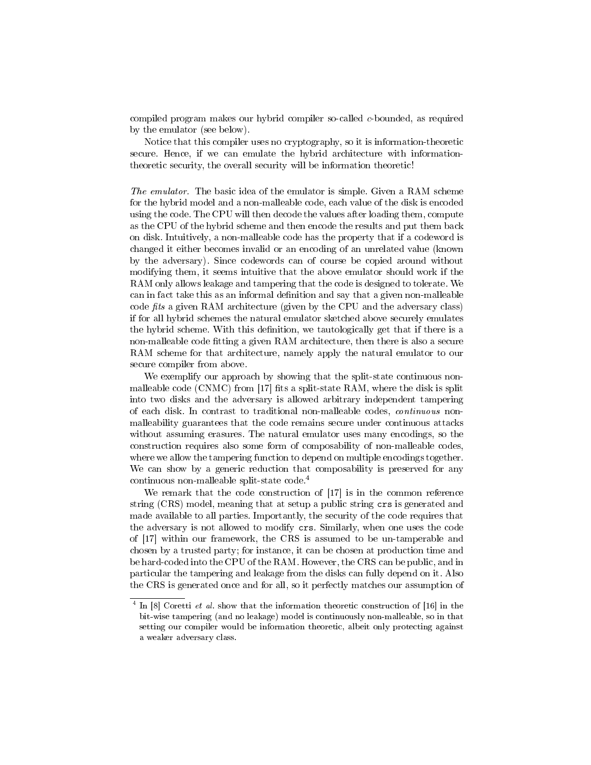compiled program makes our hybrid compiler so-called $c$-bounded, as required by the emulator (see below).

Notice that this compiler uses no cryptography, so it is information-theoretic secure. Hence, if we can emulate the hybrid architecture with information-theoretic security, the overall security will be information theoretic!

*The emulator.* The basic idea of the emulator is simple. Given a RAM scheme for the hybrid model and a non-malleable code, each value of the disk is encoded using the code. The CPU will then decode the values after loading them, compute as the CPU of the hybrid scheme and then encode the results and put them back on disk. Intuitively, a non-malleable code has the property that if a codeword is changed it either becomes invalid or an encoding of an unrelated value (known by the adversary). Since codewords can of course be copied around without modifying them, it seems intuitive that the above emulator should work if the RAM only allows leakage and tampering that the code is designed to tolerate. We can in fact take this as an informal definition and say that a given non-malleable code *fits* a given RAM architecture (given by the CPU and the adversary class) if for all hybrid schemes the natural emulator sketched above securely emulates the hybrid scheme. With this definition, we tautologically get that if there is a non-malleable code fitting a given RAM architecture, then there is also a secure RAM scheme for that architecture, namely apply the natural emulator to our secure compiler from above.

We exemplify our approach by showing that the split-state continuous non-malleable code (CNMC) from [17] fits a split-state RAM, where the disk is split into two disks and the adversary is allowed arbitrary independent tampering of each disk. In contrast to traditional non-malleable codes, *continuous* non-malleability guarantees that the code remains secure under continuous attacks without assuming erasures. The natural emulator uses many encodings, so the construction requires also some form of composability of non-malleable codes, where we allow the tampering function to depend on multiple encodings together. We can show by a generic reduction that composability is preserved for any continuous non-malleable split-state code.[4]

We remark that the code construction of [17] is in the common reference string (CRS) model, meaning that at setup a public string `crs` is generated and made available to all parties. Importantly, the security of the code requires that the adversary is not allowed to modify `crs`. Similarly, when one uses the code of [17] within our framework, the CRS is assumed to be un-tamperable and chosen by a trusted party; for instance, it can be chosen at production time and be hard-coded into the CPU of the RAM. However, the CRS can be public, and in particular the tampering and leakage from the disks can fully depend on it. Also the CRS is generated once and for all, so it perfectly matches our assumption of

[4] In [8] Coretti *et al.* show that the information theoretic construction of [16] in the bit-wise tampering (and no leakage) model is continuously non-malleable, so in that setting our compiler would be information theoretic, albeit only protecting against a weaker adversary class.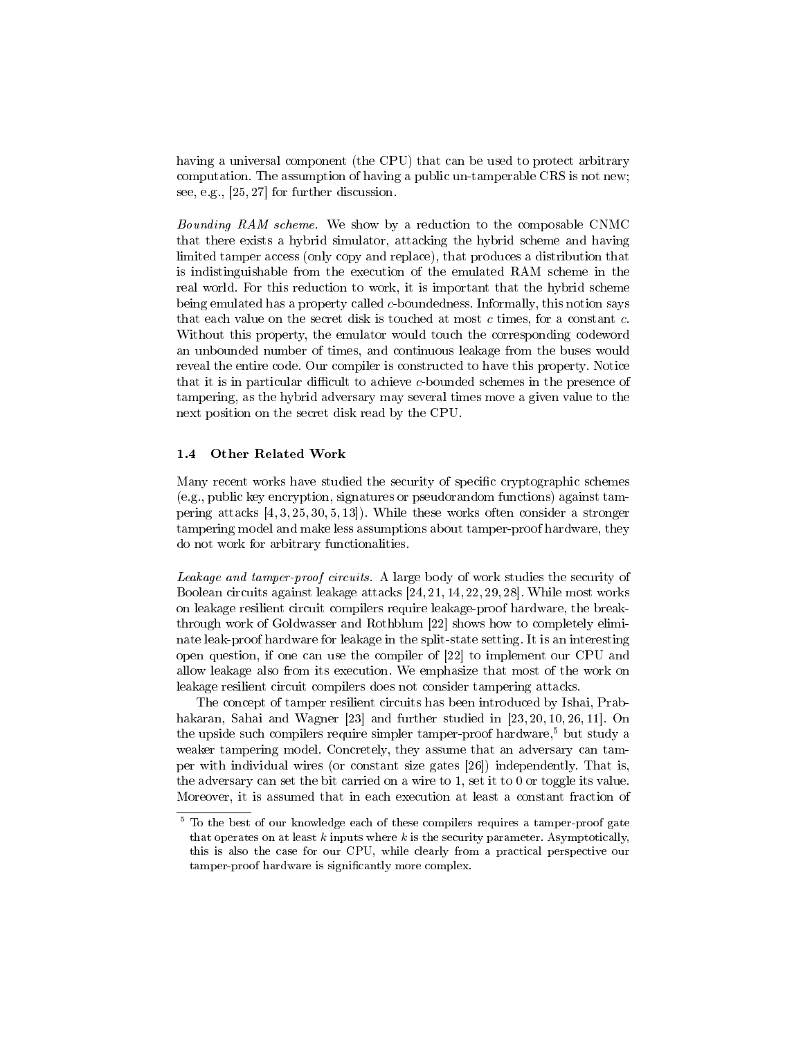having a universal component (the CPU) that can be used to protect arbitrary computation. The assumption of having a public un-tamperable CRS is not new; see, e.g., [25, 27] for further discussion.

*Bounding RAM scheme.* We show by a reduction to the composable CNMC that there exists a hybrid simulator, attacking the hybrid scheme and having limited tamper access (only copy and replace), that produces a distribution that is indistinguishable from the execution of the emulated RAM scheme in the real world. For this reduction to work, it is important that the hybrid scheme being emulated has a property called $c$-boundedness. Informally, this notion says that each value on the secret disk is touched at most $c$ times, for a constant $c$. Without this property, the emulator would touch the corresponding codeword an unbounded number of times, and continuous leakage from the buses would reveal the entire code. Our compiler is constructed to have this property. Notice that it is in particular difficult to achieve $c$-bounded schemes in the presence of tampering, as the hybrid adversary may several times move a given value to the next position on the secret disk read by the CPU.

### 1.4 Other Related Work

Many recent works have studied the security of specific cryptographic schemes (e.g., public key encryption, signatures or pseudorandom functions) against tampering attacks [4, 3, 25, 30, 5, 13]). While these works often consider a stronger tampering model and make less assumptions about tamper-proof hardware, they do not work for arbitrary functionalities.

*Leakage and tamper-proof circuits.* A large body of work studies the security of Boolean circuits against leakage attacks [24, 21, 14, 22, 29, 28]. While most works on leakage resilient circuit compilers require leakage-proof hardware, the breakthrough work of Goldwasser and Rothblum [22] shows how to completely eliminate leak-proof hardware for leakage in the split-state setting. It is an interesting open question, if one can use the compiler of [22] to implement our CPU and allow leakage also from its execution. We emphasize that most of the work on leakage resilient circuit compilers does not consider tampering attacks.

The concept of tamper resilient circuits has been introduced by Ishai, Prabhakaran, Sahai and Wagner [23] and further studied in [23, 20, 10, 26, 11]. On the upside such compilers require simpler tamper-proof hardware,[5] but study a weaker tampering model. Concretely, they assume that an adversary can tamper with individual wires (or constant size gates [26]) independently. That is, the adversary can set the bit carried on a wire to 1, set it to 0 or toggle its value. Moreover, it is assumed that in each execution at least a constant fraction of

[5] To the best of our knowledge each of these compilers requires a tamper-proof gate that operates on at least $k$ inputs where $k$ is the security parameter. Asymptotically, this is also the case for our CPU, while clearly from a practical perspective our tamper-proof hardware is significantly more complex.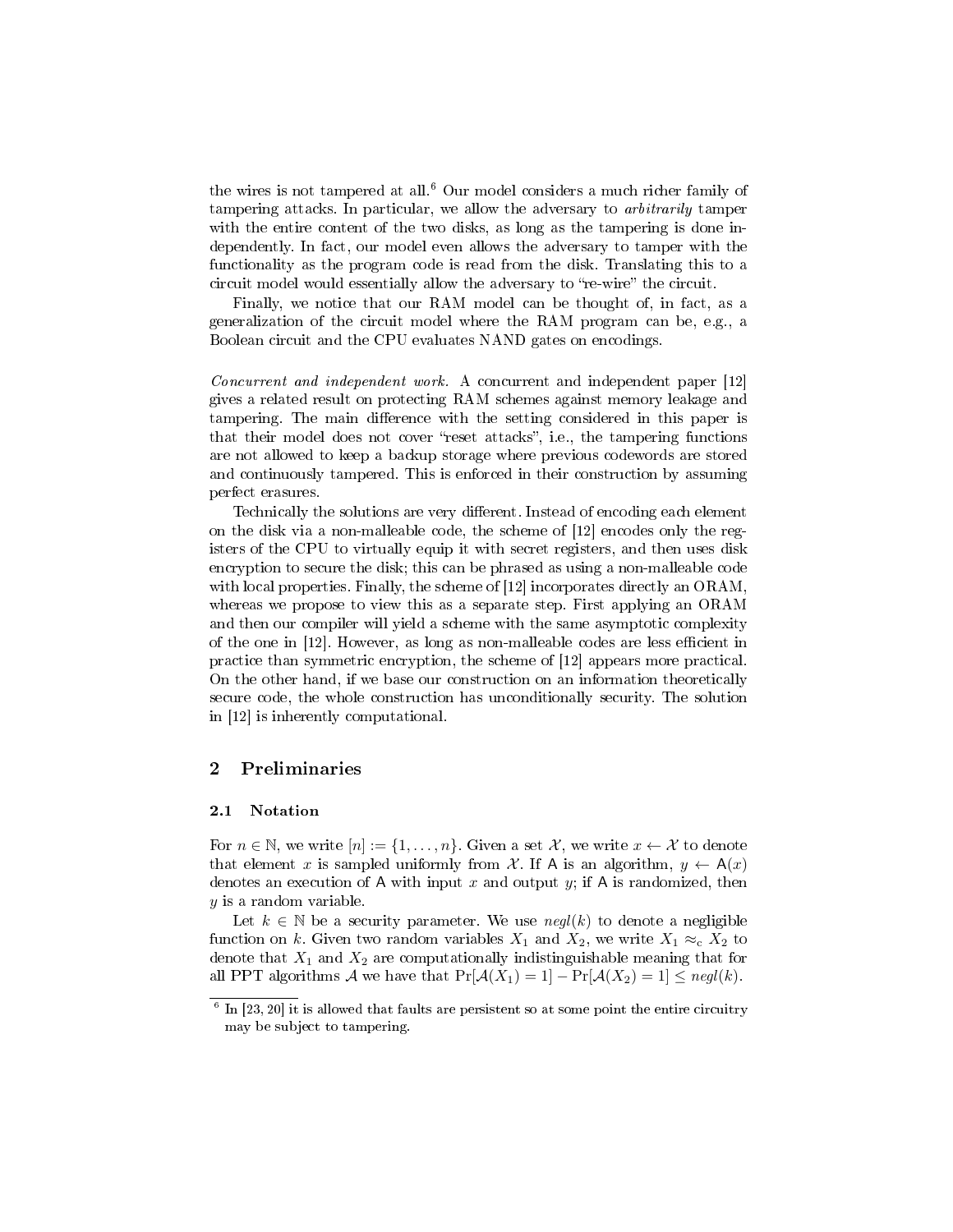the wires is not tampered at all.[6] Our model considers a much richer family of tampering attacks. In particular, we allow the adversary to *arbitrarily* tamper with the entire content of the two disks, as long as the tampering is done independently. In fact, our model even allows the adversary to tamper with the functionality as the program code is read from the disk. Translating this to a circuit model would essentially allow the adversary to "re-wire" the circuit.

Finally, we notice that our RAM model can be thought of, in fact, as a generalization of the circuit model where the RAM program can be, e.g., a Boolean circuit and the CPU evaluates NAND gates on encodings.

*Concurrent and independent work.* A concurrent and independent paper [12] gives a related result on protecting RAM schemes against memory leakage and tampering. The main difference with the setting considered in this paper is that their model does not cover "reset attacks", i.e., the tampering functions are not allowed to keep a backup storage where previous codewords are stored and continuously tampered. This is enforced in their construction by assuming perfect erasures.

Technically the solutions are very different. Instead of encoding each element on the disk via a non-malleable code, the scheme of [12] encodes only the registers of the CPU to virtually equip it with secret registers, and then uses disk encryption to secure the disk; this can be phrased as using a non-malleable code with local properties. Finally, the scheme of [12] incorporates directly an ORAM, whereas we propose to view this as a separate step. First applying an ORAM and then our compiler will yield a scheme with the same asymptotic complexity of the one in [12]. However, as long as non-malleable codes are less efficient in practice than symmetric encryption, the scheme of [12] appears more practical. On the other hand, if we base our construction on an information theoretically secure code, the whole construction has unconditionally security. The solution in [12] is inherently computational.

## 2 Preliminaries

### 2.1 Notation

For $n \in \mathbb{N}$, we write $[n] := \{1, \ldots, n\}$. Given a set $\mathcal{X}$, we write $x \leftarrow \mathcal{X}$ to denote that element $x$ is sampled uniformly from $\mathcal{X}$. If $\mathsf{A}$ is an algorithm, $y \leftarrow \mathsf{A}(x)$ denotes an execution of $\mathsf{A}$ with input $x$ and output $y$; if $\mathsf{A}$ is randomized, then $y$ is a random variable.

Let $k \in \mathbb{N}$ be a security parameter. We use $negl(k)$ to denote a negligible function on $k$. Given two random variables $X_1$ and $X_2$, we write $X_1 \approx_c X_2$ to denote that $X_1$ and $X_2$ are computationally indistinguishable meaning that for all PPT algorithms $\mathcal{A}$ we have that $\Pr[\mathcal{A}(X_1) = 1] - \Pr[\mathcal{A}(X_2) = 1] \leq negl(k)$.

[6] In [23, 20] it is allowed that faults are persistent so at some point the entire circuitry may be subject to tampering.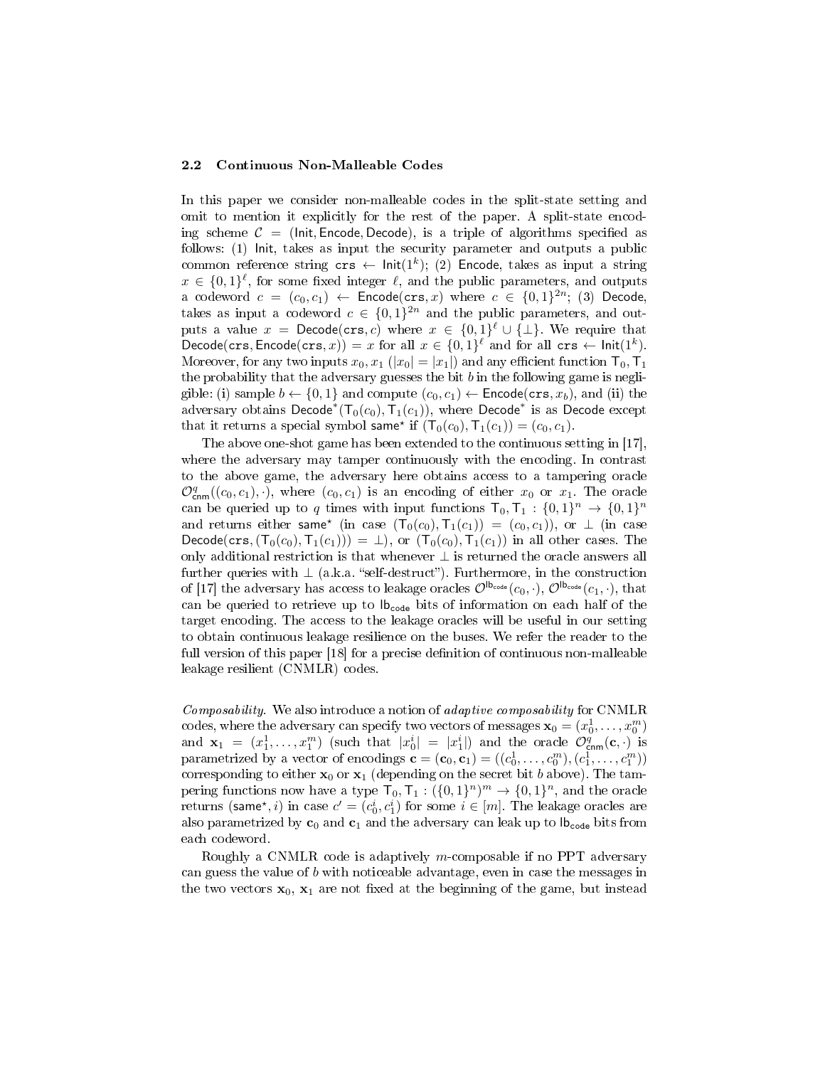### 2.2 Continuous Non-Malleable Codes

In this paper we consider non-malleable codes in the split-state setting and omit to mention it explicitly for the rest of the paper. A split-state encoding scheme $\mathcal{C} = (\mathsf{Init}, \mathsf{Encode}, \mathsf{Decode})$, is a triple of algorithms specified as follows: (1) $\mathsf{Init}$, takes as input the security parameter and outputs a public common reference string $\mathtt{crs} \leftarrow \mathsf{Init}(1^k)$; (2) $\mathsf{Encode}$, takes as input a string $x \in \{0,1\}^\ell$, for some fixed integer $\ell$, and the public parameters, and outputs a codeword $c = (c_0, c_1) \leftarrow \mathsf{Encode}(\mathtt{crs}, x)$ where $c \in \{0,1\}^{2n}$; (3) $\mathsf{Decode}$, takes as input a codeword $c \in \{0,1\}^{2n}$ and the public parameters, and outputs a value $x = \mathsf{Decode}(\mathtt{crs}, c)$ where $x \in \{0,1\}^\ell \cup \{\bot\}$. We require that $\mathsf{Decode}(\mathtt{crs}, \mathsf{Encode}(\mathtt{crs}, x)) = x$ for all $x \in \{0,1\}^\ell$ and for all $\mathtt{crs} \leftarrow \mathsf{Init}(1^k)$. Moreover, for any two inputs $x_0, x_1$ ($|x_0| = |x_1|$) and any efficient function $\mathsf{T}_0, \mathsf{T}_1$ the probability that the adversary guesses the bit $b$ in the following game is negligible: (i) sample $b \leftarrow \{0,1\}$ and compute $(c_0, c_1) \leftarrow \mathsf{Encode}(\mathtt{crs}, x_b)$, and (ii) the adversary obtains $\mathsf{Decode}^*(\mathsf{T}_0(c_0), \mathsf{T}_1(c_1))$, where $\mathsf{Decode}^*$ is as $\mathsf{Decode}$ except that it returns a special symbol $\mathsf{same}^\star$ if $(\mathsf{T}_0(c_0), \mathsf{T}_1(c_1)) = (c_0, c_1)$.

The above one-shot game has been extended to the continuous setting in [17], where the adversary may tamper continuously with the encoding. In contrast to the above game, the adversary here obtains access to a tampering oracle $\mathcal{O}^q_{\mathsf{cnm}}((c_0, c_1), \cdot)$, where $(c_0, c_1)$ is an encoding of either $x_0$ or $x_1$. The oracle can be queried up to $q$ times with input functions $\mathsf{T}_0, \mathsf{T}_1 : \{0,1\}^n \to \{0,1\}^n$ and returns either $\mathsf{same}^\star$ (in case $(\mathsf{T}_0(c_0), \mathsf{T}_1(c_1)) = (c_0, c_1)$), or $\bot$ (in case $\mathsf{Decode}(\mathtt{crs}, (\mathsf{T}_0(c_0), \mathsf{T}_1(c_1))) = \bot$), or $(\mathsf{T}_0(c_0), \mathsf{T}_1(c_1))$ in all other cases. The only additional restriction is that whenever $\bot$ is returned the oracle answers all further queries with $\bot$ (a.k.a. "self-destruct"). Furthermore, in the construction of [17] the adversary has access to leakage oracles $\mathcal{O}^{\mathsf{lb}_{\mathsf{code}}}(c_0, \cdot)$, $\mathcal{O}^{\mathsf{lb}_{\mathsf{code}}}(c_1, \cdot)$, that can be queried to retrieve up to $\mathsf{lb}_{\mathsf{code}}$ bits of information on each half of the target encoding. The access to the leakage oracles will be useful in our setting to obtain continuous leakage resilience on the buses. We refer the reader to the full version of this paper [18] for a precise definition of continuous non-malleable leakage resilient (CNMLR) codes.

*Composability.* We also introduce a notion of *adaptive composability* for CNMLR codes, where the adversary can specify two vectors of messages $\mathbf{x}_0 = (x_0^1, \ldots, x_0^m)$ and $\mathbf{x}_1 = (x_1^1, \ldots, x_1^m)$ (such that $|x_0^i| = |x_1^i|$) and the oracle $\mathcal{O}^q_{\mathsf{cnm}}(\mathbf{c}, \cdot)$ is parametrized by a vector of encodings $\mathbf{c} = (\mathbf{c}_0, \mathbf{c}_1) = ((c_0^1, \ldots, c_0^m), (c_1^1, \ldots, c_1^m))$ corresponding to either $\mathbf{x}_0$ or $\mathbf{x}_1$ (depending on the secret bit $b$ above). The tampering functions now have a type $\mathsf{T}_0, \mathsf{T}_1 : (\{0,1\}^n)^m \to \{0,1\}^n$, and the oracle returns $(\mathsf{same}^\star, i)$ in case $c' = (c_0^i, c_1^i)$ for some $i \in [m]$. The leakage oracles are also parametrized by $\mathbf{c}_0$ and $\mathbf{c}_1$ and the adversary can leak up to $\mathsf{lb}_{\mathsf{code}}$ bits from each codeword.

Roughly a CNMLR code is adaptively $m$-composable if no PPT adversary can guess the value of $b$ with noticeable advantage, even in case the messages in the two vectors $\mathbf{x}_0$, $\mathbf{x}_1$ are not fixed at the beginning of the game, but instead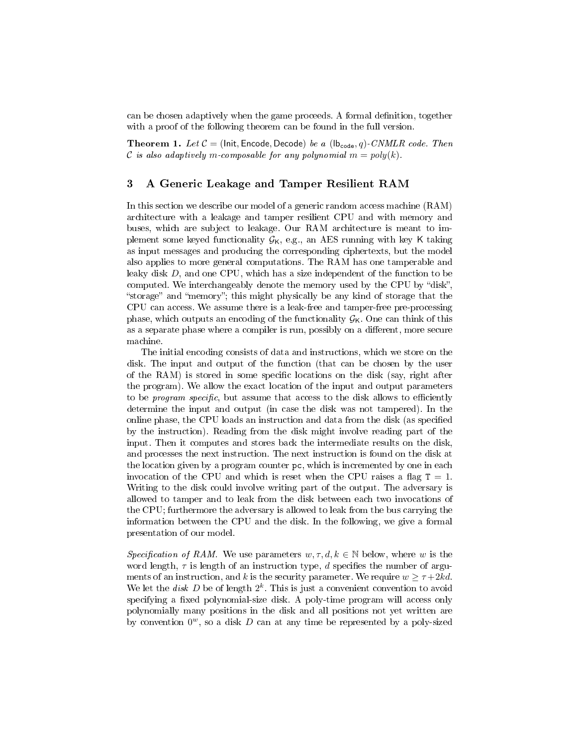can be chosen adaptively when the game proceeds. A formal definition, together with a proof of the following theorem can be found in the full version.

**Theorem 1.** *Let $\mathcal{C} = (\mathsf{Init}, \mathsf{Encode}, \mathsf{Decode})$ be a $(\mathsf{lb_{code}}, q)$-CNMLR code. Then $\mathcal{C}$ is also adaptively $m$-composable for any polynomial $m = poly(k)$.*

## 3 A Generic Leakage and Tamper Resilient RAM

In this section we describe our model of a generic random access machine (RAM) architecture with a leakage and tamper resilient CPU and with memory and buses, which are subject to leakage. Our RAM architecture is meant to implement some keyed functionality $\mathcal{G}_\mathsf{K}$, e.g., an AES running with key $\mathsf{K}$ taking as input messages and producing the corresponding ciphertexts, but the model also applies to more general computations. The RAM has one tamperable and leaky disk $D$, and one CPU, which has a size independent of the function to be computed. We interchangeably denote the memory used by the CPU by "disk", "storage" and "memory"; this might physically be any kind of storage that the CPU can access. We assume there is a leak-free and tamper-free pre-processing phase, which outputs an encoding of the functionality $\mathcal{G}_\mathsf{K}$. One can think of this as a separate phase where a compiler is run, possibly on a different, more secure machine.

The initial encoding consists of data and instructions, which we store on the disk. The input and output of the function (that can be chosen by the user of the RAM) is stored in some specific locations on the disk (say, right after the program). We allow the exact location of the input and output parameters to be *program specific*, but assume that access to the disk allows to efficiently determine the input and output (in case the disk was not tampered). In the online phase, the CPU loads an instruction and data from the disk (as specified by the instruction). Reading from the disk might involve reading part of the input. Then it computes and stores back the intermediate results on the disk, and processes the next instruction. The next instruction is found on the disk at the location given by a program counter `pc`, which is incremented by one in each invocation of the CPU and which is reset when the CPU raises a flag `T` = 1. Writing to the disk could involve writing part of the output. The adversary is allowed to tamper and to leak from the disk between each two invocations of the CPU; furthermore the adversary is allowed to leak from the bus carrying the information between the CPU and the disk. In the following, we give a formal presentation of our model.

*Specification of RAM.* We use parameters $w, \tau, d, k \in \mathbb{N}$ below, where $w$ is the word length, $\tau$ is length of an instruction type, $d$ specifies the number of arguments of an instruction, and $k$ is the security parameter. We require $w \geq \tau + 2kd$. We let the *disk* $D$ be of length $2^k$. This is just a convenient convention to avoid specifying a fixed polynomial-size disk. A poly-time program will access only polynomially many positions in the disk and all positions not yet written are by convention $0^w$, so a disk $D$ can at any time be represented by a poly-sized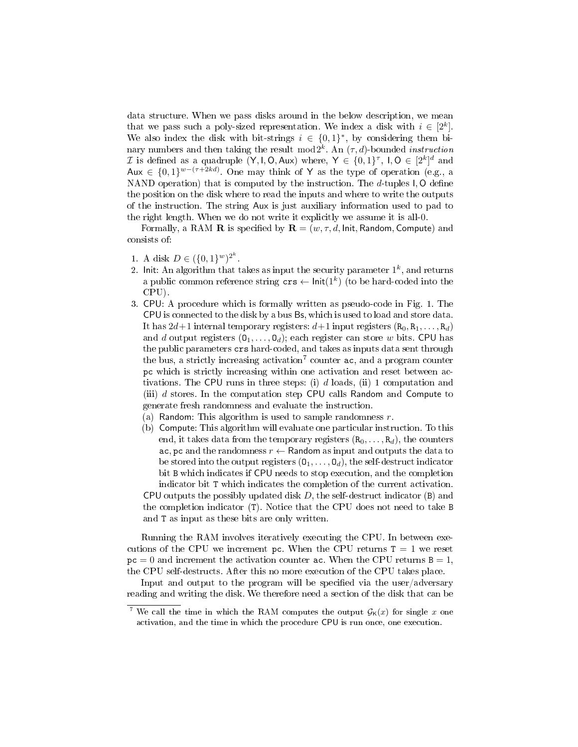data structure. When we pass disks around in the below description, we mean that we pass such a poly-sized representation. We index a disk with $i \in [2^k]$. We also index the disk with bit-strings $i \in \{0,1\}^*$, by considering them binary numbers and then taking the result $\bmod 2^k$. An $(\tau, d)$-bounded *instruction* $\mathcal{I}$ is defined as a quadruple $(\mathsf{Y}, \mathsf{I}, \mathsf{O}, \mathsf{Aux})$ where, $\mathsf{Y} \in \{0,1\}^\tau$, $\mathsf{I}, \mathsf{O} \in [2^k]^d$ and $\mathsf{Aux} \in \{0,1\}^{w-(\tau+2kd)}$. One may think of $\mathsf{Y}$ as the type of operation (e.g., a NAND operation) that is computed by the instruction. The $d$-tuples $\mathsf{I}, \mathsf{O}$ define the position on the disk where to read the inputs and where to write the outputs of the instruction. The string $\mathsf{Aux}$ is just auxiliary information used to pad to the right length. When we do not write it explicitly we assume it is all-0.

Formally, a RAM $\mathbf{R}$ is specified by $\mathbf{R} = (w, \tau, d, \mathsf{Init}, \mathsf{Random}, \mathsf{Compute})$ and consists of:

1. A disk $D \in (\{0,1\}^w)^{2^k}$.
2. Init: An algorithm that takes as input the security parameter $1^k$, and returns a public common reference string $\mathtt{crs} \leftarrow \mathsf{Init}(1^k)$ (to be hard-coded into the CPU).
3. CPU: A procedure which is formally written as pseudo-code in Fig. 1. The CPU is connected to the disk by a bus Bs, which is used to load and store data. It has $2d+1$ internal temporary registers: $d+1$ input registers $(\mathtt{R}_0, \mathtt{R}_1, \ldots, \mathtt{R}_d)$ and $d$ output registers $(\mathtt{O}_1, \ldots, \mathtt{O}_d)$; each register can store $w$ bits. CPU has the public parameters crs hard-coded, and takes as inputs data sent through the bus, a strictly increasing activation[7] counter ac, and a program counter pc which is strictly increasing within one activation and reset between activations. The CPU runs in three steps: (i) $d$ loads, (ii) 1 computation and (iii) $d$ stores. In the computation step CPU calls Random and Compute to generate fresh randomness and evaluate the instruction.
   (a) Random: This algorithm is used to sample randomness $r$.
   (b) Compute: This algorithm will evaluate one particular instruction. To this end, it takes data from the temporary registers $(\mathtt{R}_0, \ldots, \mathtt{R}_d)$, the counters ac, pc and the randomness $r \leftarrow \mathsf{Random}$ as input and outputs the data to be stored into the output registers $(\mathtt{O}_1, \ldots, \mathtt{O}_d)$, the self-destruct indicator bit B which indicates if CPU needs to stop execution, and the completion indicator bit T which indicates the completion of the current activation.

   CPU outputs the possibly updated disk $D$, the self-destruct indicator (B) and the completion indicator (T). Notice that the CPU does not need to take B and T as input as these bits are only written.

Running the RAM involves iteratively executing the CPU. In between executions of the CPU we increment pc. When the CPU returns $\mathtt{T} = 1$ we reset $\mathtt{pc} = 0$ and increment the activation counter ac. When the CPU returns $\mathtt{B} = 1$, the CPU self-destructs. After this no more execution of the CPU takes place.

Input and output to the program will be specified via the user/adversary reading and writing the disk. We therefore need a section of the disk that can be

[7] We call the time in which the RAM computes the output $\mathcal{G}_{\mathsf{K}}(x)$ for single $x$ one activation, and the time in which the procedure CPU is run once, one execution.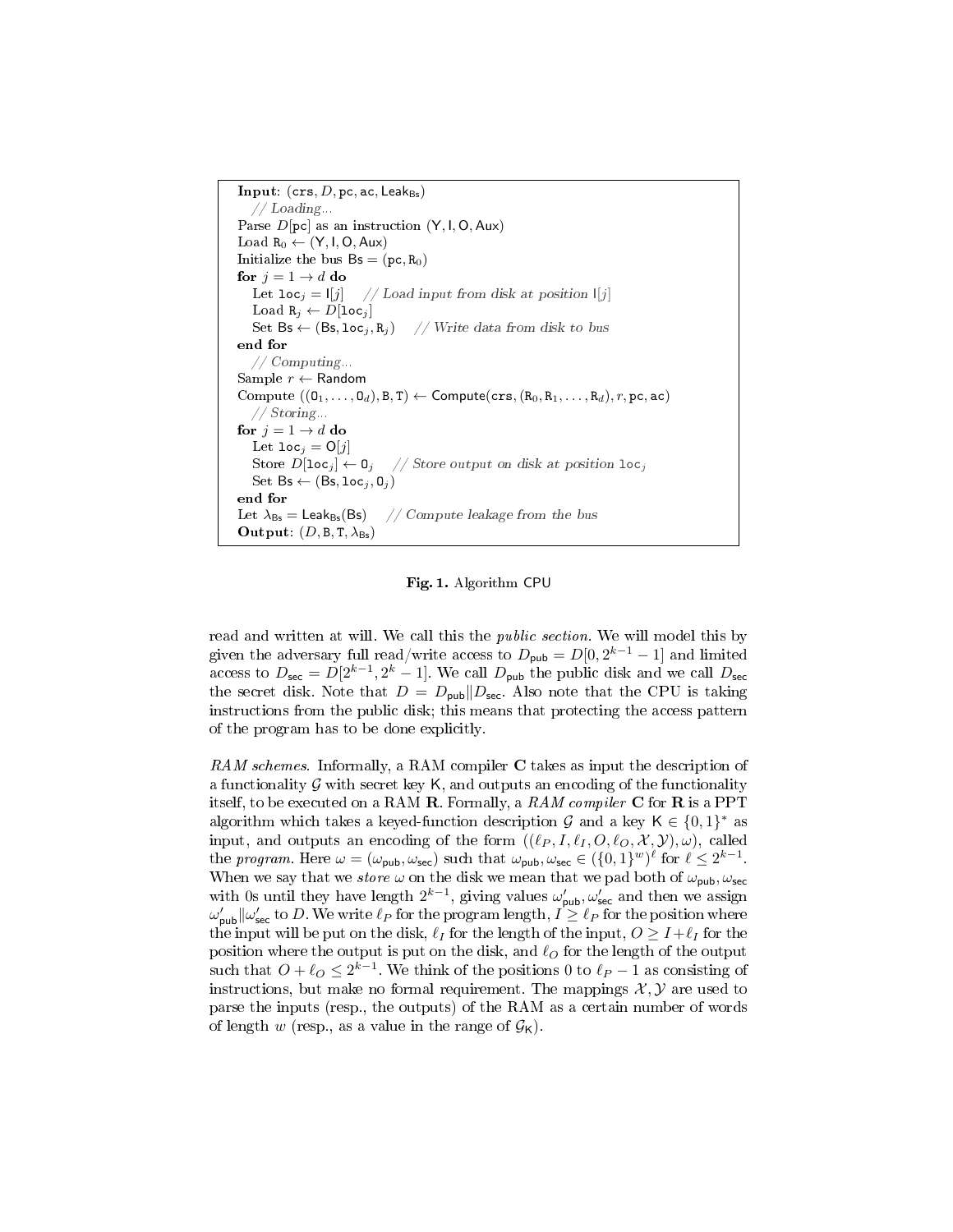```
Input: (crs, D, pc, ac, Leak_Bs)
  // Loading...
Parse D[pc] as an instruction (Y, I, O, Aux)
Load R_0 ← (Y, I, O, Aux)
Initialize the bus Bs = (pc, R_0)
for j = 1 → d do
  Let loc_j = I[j]    // Load input from disk at position I[j]
  Load R_j ← D[loc_j]
  Set Bs ← (Bs, loc_j, R_j)    // Write data from disk to bus
end for
  // Computing...
Sample r ← Random
Compute ((O_1, ..., O_d), B, T) ← Compute(crs, (R_0, R_1, ..., R_d), r, pc, ac)
  // Storing...
for j = 1 → d do
  Let loc_j = O[j]
  Store D[loc_j] ← O_j    // Store output on disk at position loc_j
  Set Bs ← (Bs, loc_j, O_j)
end for
Let λ_Bs = Leak_Bs(Bs)    // Compute leakage from the bus
Output: (D, B, T, λ_Bs)
```

**Fig. 1.** Algorithm CPU

read and written at will. We call this the *public section*. We will model this by given the adversary full read/write access to $D_{\mathsf{pub}} = D[0, 2^{k-1} - 1]$ and limited access to $D_{\mathsf{sec}} = D[2^{k-1}, 2^k - 1]$. We call $D_{\mathsf{pub}}$ the public disk and we call $D_{\mathsf{sec}}$ the secret disk. Note that $D = D_{\mathsf{pub}} \| D_{\mathsf{sec}}$. Also note that the CPU is taking instructions from the public disk; this means that protecting the access pattern of the program has to be done explicitly.

*RAM schemes.* Informally, a RAM compiler $\mathbf{C}$ takes as input the description of a functionality $\mathcal{G}$ with secret key $\mathsf{K}$, and outputs an encoding of the functionality itself, to be executed on a RAM $\mathbf{R}$. Formally, a *RAM compiler* $\mathbf{C}$ for $\mathbf{R}$ is a PPT algorithm which takes a keyed-function description $\mathcal{G}$ and a key $\mathsf{K} \in \{0,1\}^*$ as input, and outputs an encoding of the form $((\ell_P, I, \ell_I, O, \ell_O, \mathcal{X}, \mathcal{Y}), \omega)$, called the *program*. Here $\omega = (\omega_{\mathsf{pub}}, \omega_{\mathsf{sec}})$ such that $\omega_{\mathsf{pub}}, \omega_{\mathsf{sec}} \in (\{0,1\}^w)^\ell$ for $\ell \le 2^{k-1}$. When we say that we *store* $\omega$ on the disk we mean that we pad both of $\omega_{\mathsf{pub}}, \omega_{\mathsf{sec}}$ with 0s until they have length $2^{k-1}$, giving values $\omega'_{\mathsf{pub}}, \omega'_{\mathsf{sec}}$ and then we assign $\omega'_{\mathsf{pub}} \| \omega'_{\mathsf{sec}}$ to $D$. We write $\ell_P$ for the program length, $I \ge \ell_P$ for the position where the input will be put on the disk, $\ell_I$ for the length of the input, $O \ge I + \ell_I$ for the position where the output is put on the disk, and $\ell_O$ for the length of the output such that $O + \ell_O \le 2^{k-1}$. We think of the positions 0 to $\ell_P - 1$ as consisting of instructions, but make no formal requirement. The mappings $\mathcal{X}, \mathcal{Y}$ are used to parse the inputs (resp., the outputs) of the RAM as a certain number of words of length $w$ (resp., as a value in the range of $\mathcal{G}_{\mathsf{K}}$).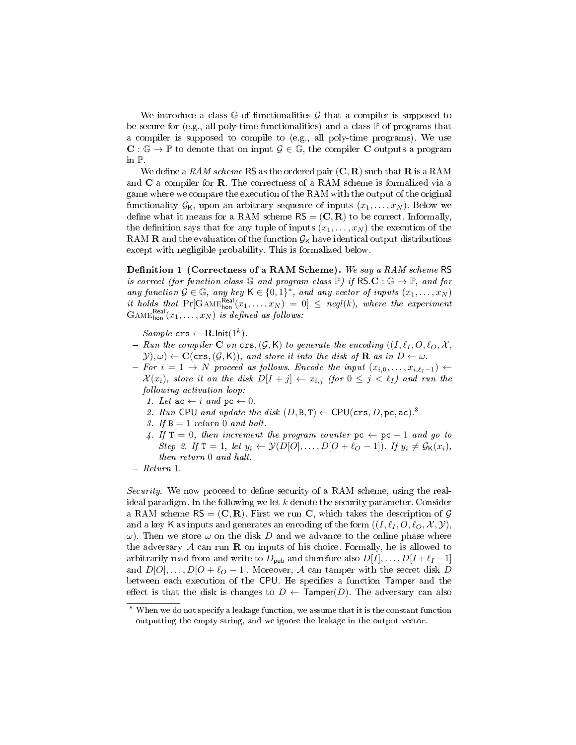We introduce a class $\mathbb{G}$ of functionalities $\mathcal{G}$ that a compiler is supposed to be secure for (e.g., all poly-time functionalities) and a class $\mathbb{P}$ of programs that a compiler is supposed to compile to (e.g., all poly-time programs). We use $\mathbf{C} : \mathbb{G} \to \mathbb{P}$ to denote that on input $\mathcal{G} \in \mathbb{G}$, the compiler $\mathbf{C}$ outputs a program in $\mathbb{P}$.

We define a *RAM scheme* $\mathsf{RS}$ as the ordered pair $(\mathbf{C}, \mathbf{R})$ such that $\mathbf{R}$ is a RAM and $\mathbf{C}$ a compiler for $\mathbf{R}$. The correctness of a RAM scheme is formalized via a game where we compare the execution of the RAM with the output of the original functionality $\mathcal{G}_{\mathsf{K}}$, upon an arbitrary sequence of inputs $(x_1, \ldots, x_N)$. Below we define what it means for a RAM scheme $\mathsf{RS} = (\mathbf{C}, \mathbf{R})$ to be correct. Informally, the definition says that for any tuple of inputs $(x_1, \ldots, x_N)$ the execution of the RAM $\mathbf{R}$ and the evaluation of the function $\mathcal{G}_{\mathsf{K}}$ have identical output distributions except with negligible probability. This is formalized below.

**Definition 1 (Correctness of a RAM Scheme).** *We say a RAM scheme* $\mathsf{RS}$ *is correct (for function class* $\mathbb{G}$ *and program class* $\mathbb{P}$*) if* $\mathsf{RS}.\mathbf{C} : \mathbb{G} \to \mathbb{P}$*, and for any function* $\mathcal{G} \in \mathbb{G}$*, any key* $\mathsf{K} \in \{0,1\}^*$*, and any vector of inputs* $(x_1, \ldots, x_N)$ *it holds that* $\Pr[\text{GAME}_{\mathsf{hon}}^{\mathsf{Real}}(x_1, \ldots, x_N) = 0] \leq negl(k)$*, where the experiment* $\text{GAME}_{\mathsf{hon}}^{\mathsf{Real}}(x_1, \ldots, x_N)$ *is defined as follows:*

- *Sample* $\mathtt{crs} \leftarrow \mathbf{R}.\mathsf{Init}(1^k)$*.*
- *Run the compiler* $\mathbf{C}$ *on* $\mathtt{crs}, (\mathcal{G}, \mathsf{K})$ *to generate the encoding* $((I, \ell_I, O, \ell_O, \mathcal{X}, \mathcal{Y}), \omega) \leftarrow \mathbf{C}(\mathtt{crs}, (\mathcal{G}, \mathsf{K}))$*, and store it into the disk of* $\mathbf{R}$ *as in* $D \leftarrow \omega$*.*
- *For* $i = 1 \to N$ *proceed as follows. Encode the input* $(x_{i,0}, \ldots, x_{i,\ell_I - 1}) \leftarrow \mathcal{X}(x_i)$*, store it on the disk* $D[I + j] \leftarrow x_{i,j}$ *(for* $0 \leq j < \ell_I$*) and run the following activation loop:*
  1. *Let* $\mathtt{ac} \leftarrow i$ *and* $\mathtt{pc} \leftarrow 0$*.*
  2. *Run* $\mathsf{CPU}$ *and update the disk* $(D, \mathtt{B}, \mathtt{T}) \leftarrow \mathsf{CPU}(\mathtt{crs}, D, \mathtt{pc}, \mathtt{ac})$*.*[8]
  3. *If* $\mathtt{B} = 1$ *return 0 and halt.*
  4. *If* $\mathtt{T} = 0$*, then increment the program counter* $\mathtt{pc} \leftarrow \mathtt{pc} + 1$ *and go to Step 2. If* $\mathtt{T} = 1$*, let* $y_i \leftarrow \mathcal{Y}(D[O], \ldots, D[O + \ell_O - 1])$*. If* $y_i \neq \mathcal{G}_{\mathsf{K}}(x_i)$*, then return 0 and halt.*
- *Return 1.*

*Security.* We now proceed to define security of a RAM scheme, using the real-ideal paradigm. In the following we let $k$ denote the security parameter. Consider a RAM scheme $\mathsf{RS} = (\mathbf{C}, \mathbf{R})$. First we run $\mathbf{C}$, which takes the description of $\mathcal{G}$ and a key $\mathsf{K}$ as inputs and generates an encoding of the form $((I, \ell_I, O, \ell_O, \mathcal{X}, \mathcal{Y}), \omega)$. Then we store $\omega$ on the disk $D$ and we advance to the online phase where the adversary $\mathcal{A}$ can run $\mathbf{R}$ on inputs of his choice. Formally, he is allowed to arbitrarily read from and write to $D_{\mathsf{pub}}$ and therefore also $D[I], \ldots, D[I + \ell_I - 1]$ and $D[O], \ldots, D[O + \ell_O - 1]$. Moreover, $\mathcal{A}$ can tamper with the secret disk $D$ between each execution of the $\mathsf{CPU}$. He specifies a function $\mathsf{Tamper}$ and the effect is that the disk is changes to $D \leftarrow \mathsf{Tamper}(D)$. The adversary can also

[8] When we do not specify a leakage function, we assume that it is the constant function outputting the empty string, and we ignore the leakage in the output vector.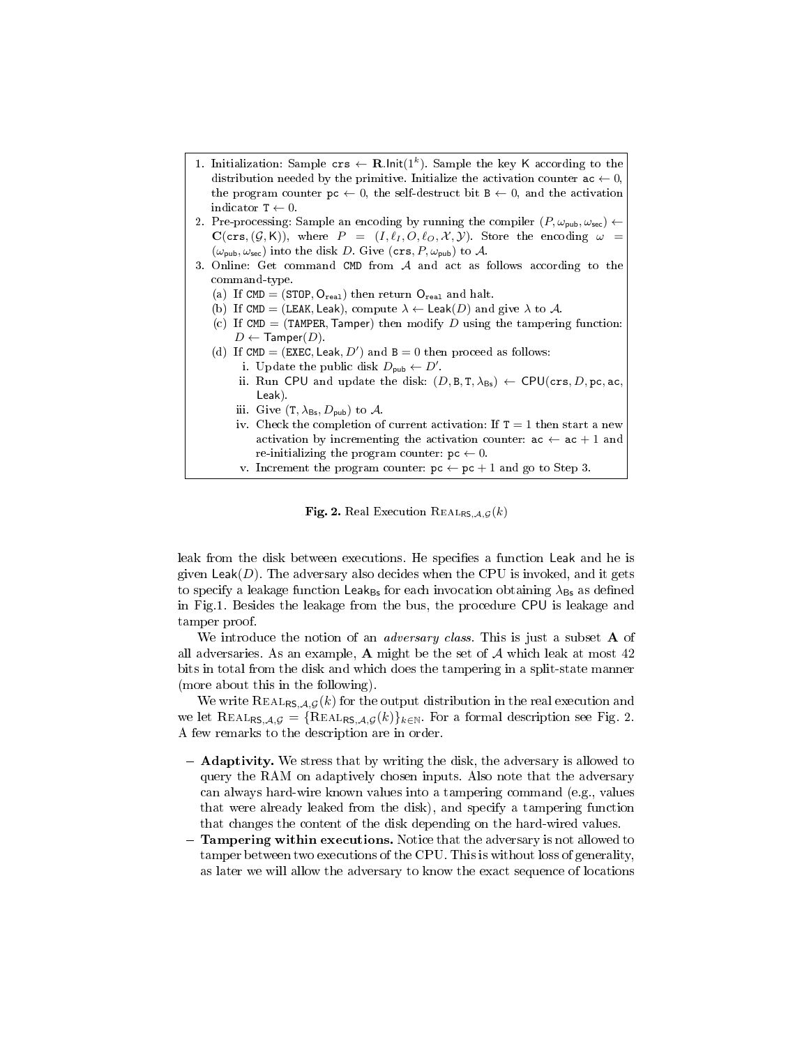1. Initialization: Sample $\texttt{crs} \leftarrow \mathbf{R}.\mathsf{Init}(1^k)$. Sample the key $\mathsf{K}$ according to the distribution needed by the primitive. Initialize the activation counter $\texttt{ac} \leftarrow 0$, the program counter $\texttt{pc} \leftarrow 0$, the self-destruct bit $\texttt{B} \leftarrow 0$, and the activation indicator $\texttt{T} \leftarrow 0$.
2. Pre-processing: Sample an encoding by running the compiler $(P, \omega_{\mathsf{pub}}, \omega_{\mathsf{sec}}) \leftarrow \mathbf{C}(\texttt{crs}, (\mathcal{G}, \mathsf{K}))$, where $P = (I, \ell_I, O, \ell_O, \mathcal{X}, \mathcal{Y})$. Store the encoding $\omega = (\omega_{\mathsf{pub}}, \omega_{\mathsf{sec}})$ into the disk $D$. Give $(\texttt{crs}, P, \omega_{\mathsf{pub}})$ to $\mathcal{A}$.
3. Online: Get command $\texttt{CMD}$ from $\mathcal{A}$ and act as follows according to the command-type.
   (a) If $\texttt{CMD} = (\texttt{STOP}, \mathsf{O}_{\texttt{real}})$ then return $\mathsf{O}_{\texttt{real}}$ and halt.
   (b) If $\texttt{CMD} = (\texttt{LEAK}, \mathsf{Leak})$, compute $\lambda \leftarrow \mathsf{Leak}(D)$ and give $\lambda$ to $\mathcal{A}$.
   (c) If $\texttt{CMD} = (\texttt{TAMPER}, \mathsf{Tamper})$ then modify $D$ using the tampering function: $D \leftarrow \mathsf{Tamper}(D)$.
   (d) If $\texttt{CMD} = (\texttt{EXEC}, \mathsf{Leak}, D')$ and $\texttt{B} = 0$ then proceed as follows:
      i. Update the public disk $D_{\mathsf{pub}} \leftarrow D'$.
      ii. Run $\mathsf{CPU}$ and update the disk: $(D, \texttt{B}, \texttt{T}, \lambda_{\mathsf{Bs}}) \leftarrow \mathsf{CPU}(\texttt{crs}, D, \texttt{pc}, \texttt{ac}, \mathsf{Leak})$.
      iii. Give $(\texttt{T}, \lambda_{\mathsf{Bs}}, D_{\mathsf{pub}})$ to $\mathcal{A}$.
      iv. Check the completion of current activation: If $\texttt{T} = 1$ then start a new activation by incrementing the activation counter: $\texttt{ac} \leftarrow \texttt{ac} + 1$ and re-initializing the program counter: $\texttt{pc} \leftarrow 0$.
      v. Increment the program counter: $\texttt{pc} \leftarrow \texttt{pc} + 1$ and go to Step 3.

**Fig. 2.** Real Execution $\textsc{Real}_{\mathsf{RS},\mathcal{A},\mathcal{G}}(k)$

leak from the disk between executions. He specifies a function $\mathsf{Leak}$ and he is given $\mathsf{Leak}(D)$. The adversary also decides when the CPU is invoked, and it gets to specify a leakage function $\mathsf{Leak}_{\mathsf{Bs}}$ for each invocation obtaining $\lambda_{\mathsf{Bs}}$ as defined in Fig.1. Besides the leakage from the bus, the procedure $\mathsf{CPU}$ is leakage and tamper proof.

We introduce the notion of an *adversary class*. This is just a subset $\mathbf{A}$ of all adversaries. As an example, $\mathbf{A}$ might be the set of $\mathcal{A}$ which leak at most 42 bits in total from the disk and which does the tampering in a split-state manner (more about this in the following).

We write $\textsc{Real}_{\mathsf{RS},\mathcal{A},\mathcal{G}}(k)$ for the output distribution in the real execution and we let $\textsc{Real}_{\mathsf{RS},\mathcal{A},\mathcal{G}} = \{\textsc{Real}_{\mathsf{RS},\mathcal{A},\mathcal{G}}(k)\}_{k \in \mathbb{N}}$. For a formal description see Fig. 2. A few remarks to the description are in order.

- **Adaptivity.** We stress that by writing the disk, the adversary is allowed to query the RAM on adaptively chosen inputs. Also note that the adversary can always hard-wire known values into a tampering command (e.g., values that were already leaked from the disk), and specify a tampering function that changes the content of the disk depending on the hard-wired values.
- **Tampering within executions.** Notice that the adversary is not allowed to tamper between two executions of the CPU. This is without loss of generality, as later we will allow the adversary to know the exact sequence of locations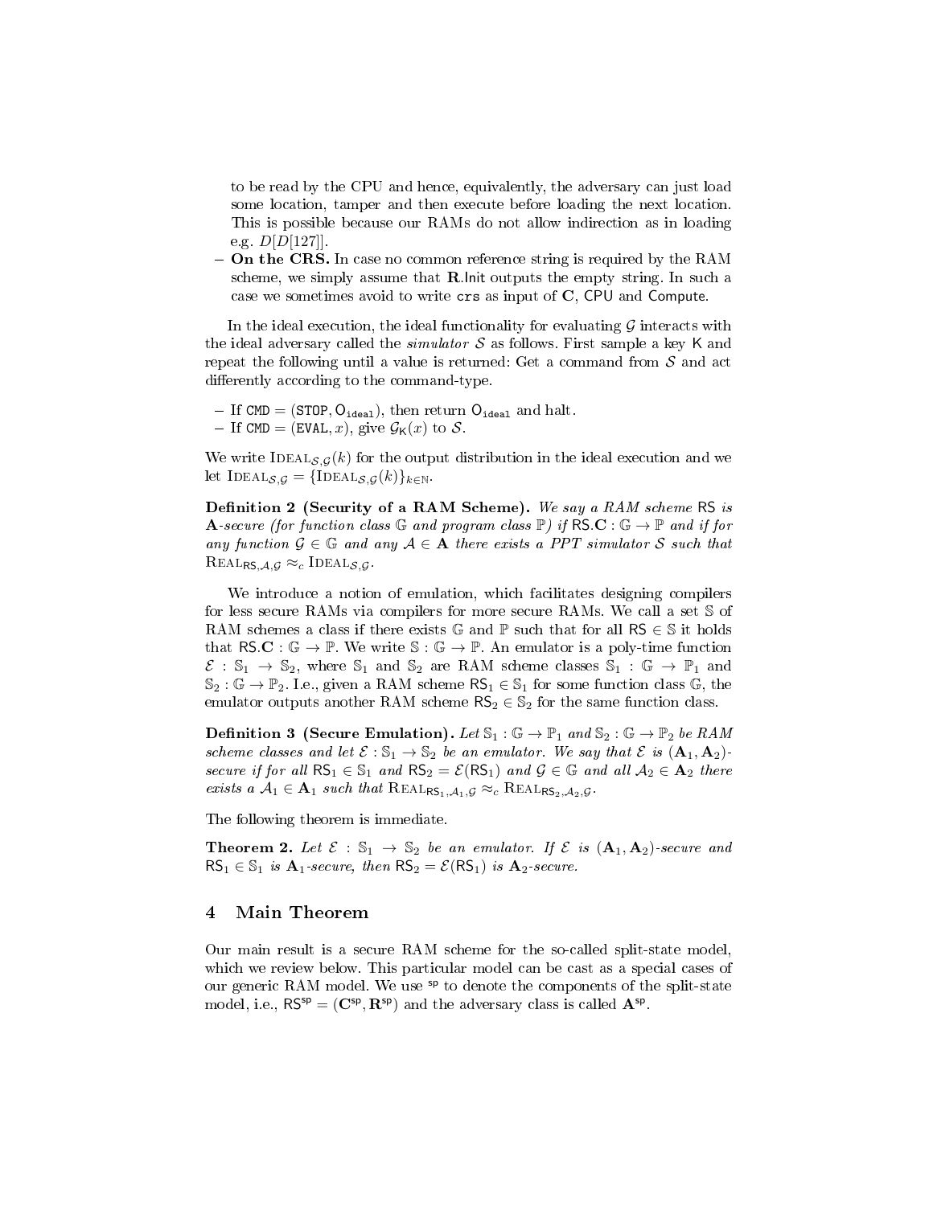to be read by the CPU and hence, equivalently, the adversary can just load some location, tamper and then execute before loading the next location. This is possible because our RAMs do not allow indirection as in loading e.g. $D[D[127]]$.

- **On the CRS.** In case no common reference string is required by the RAM scheme, we simply assume that $\mathbf{R}.\mathsf{Init}$ outputs the empty string. In such a case we sometimes avoid to write $\mathtt{crs}$ as input of $\mathbf{C}$, $\mathsf{CPU}$ and $\mathsf{Compute}$.

In the ideal execution, the ideal functionality for evaluating $\mathcal{G}$ interacts with the ideal adversary called the *simulator* $\mathcal{S}$ as follows. First sample a key $\mathsf{K}$ and repeat the following until a value is returned: Get a command from $\mathcal{S}$ and act differently according to the command-type.

- If $\mathtt{CMD} = (\mathtt{STOP}, \mathsf{O}_{\mathtt{ideal}})$, then return $\mathsf{O}_{\mathtt{ideal}}$ and halt.
- If $\mathtt{CMD} = (\mathtt{EVAL}, x)$, give $\mathcal{G}_{\mathsf{K}}(x)$ to $\mathcal{S}$.

We write $\mathrm{IDEAL}_{\mathcal{S},\mathcal{G}}(k)$ for the output distribution in the ideal execution and we let $\mathrm{IDEAL}_{\mathcal{S},\mathcal{G}} = \{\mathrm{IDEAL}_{\mathcal{S},\mathcal{G}}(k)\}_{k\in\mathbb{N}}$.

**Definition 2 (Security of a RAM Scheme).** *We say a RAM scheme* $\mathsf{RS}$ *is* $\mathbf{A}$*-secure (for function class* $\mathbb{G}$ *and program class* $\mathbb{P}$*) if* $\mathsf{RS}.\mathbf{C} : \mathbb{G} \to \mathbb{P}$ *and if for any function* $\mathcal{G} \in \mathbb{G}$ *and any* $\mathcal{A} \in \mathbf{A}$ *there exists a PPT simulator* $\mathcal{S}$ *such that* $\mathrm{REAL}_{\mathsf{RS},\mathcal{A},\mathcal{G}} \approx_c \mathrm{IDEAL}_{\mathcal{S},\mathcal{G}}$.

We introduce a notion of emulation, which facilitates designing compilers for less secure RAMs via compilers for more secure RAMs. We call a set $\mathbb{S}$ of RAM schemes a class if there exists $\mathbb{G}$ and $\mathbb{P}$ such that for all $\mathsf{RS} \in \mathbb{S}$ it holds that $\mathsf{RS}.\mathbf{C} : \mathbb{G} \to \mathbb{P}$. We write $\mathbb{S} : \mathbb{G} \to \mathbb{P}$. An emulator is a poly-time function $\mathcal{E} : \mathbb{S}_1 \to \mathbb{S}_2$, where $\mathbb{S}_1$ and $\mathbb{S}_2$ are RAM scheme classes $\mathbb{S}_1 : \mathbb{G} \to \mathbb{P}_1$ and $\mathbb{S}_2 : \mathbb{G} \to \mathbb{P}_2$. I.e., given a RAM scheme $\mathsf{RS}_1 \in \mathbb{S}_1$ for some function class $\mathbb{G}$, the emulator outputs another RAM scheme $\mathsf{RS}_2 \in \mathbb{S}_2$ for the same function class.

**Definition 3 (Secure Emulation).** *Let* $\mathbb{S}_1 : \mathbb{G} \to \mathbb{P}_1$ *and* $\mathbb{S}_2 : \mathbb{G} \to \mathbb{P}_2$ *be RAM scheme classes and let* $\mathcal{E} : \mathbb{S}_1 \to \mathbb{S}_2$ *be an emulator. We say that* $\mathcal{E}$ *is* $(\mathbf{A}_1, \mathbf{A}_2)$*-secure if for all* $\mathsf{RS}_1 \in \mathbb{S}_1$ *and* $\mathsf{RS}_2 = \mathcal{E}(\mathsf{RS}_1)$ *and* $\mathcal{G} \in \mathbb{G}$ *and all* $\mathcal{A}_2 \in \mathbf{A}_2$ *there exists a* $\mathcal{A}_1 \in \mathbf{A}_1$ *such that* $\mathrm{REAL}_{\mathsf{RS}_1,\mathcal{A}_1,\mathcal{G}} \approx_c \mathrm{REAL}_{\mathsf{RS}_2,\mathcal{A}_2,\mathcal{G}}$.

The following theorem is immediate.

**Theorem 2.** *Let* $\mathcal{E} : \mathbb{S}_1 \to \mathbb{S}_2$ *be an emulator. If* $\mathcal{E}$ *is* $(\mathbf{A}_1, \mathbf{A}_2)$*-secure and* $\mathsf{RS}_1 \in \mathbb{S}_1$ *is* $\mathbf{A}_1$*-secure, then* $\mathsf{RS}_2 = \mathcal{E}(\mathsf{RS}_1)$ *is* $\mathbf{A}_2$*-secure.*

## 4 Main Theorem

Our main result is a secure RAM scheme for the so-called split-state model, which we review below. This particular model can be cast as a special cases of our generic RAM model. We use $^{\mathsf{sp}}$ to denote the components of the split-state model, i.e., $\mathsf{RS}^{\mathsf{sp}} = (\mathbf{C}^{\mathsf{sp}}, \mathbf{R}^{\mathsf{sp}})$ and the adversary class is called $\mathbf{A}^{\mathsf{sp}}$.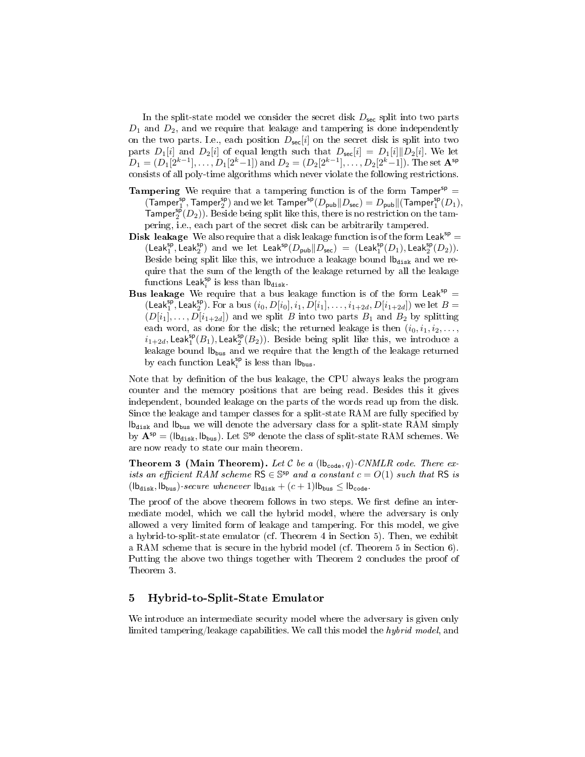In the split-state model we consider the secret disk $D_{\mathsf{sec}}$ split into two parts $D_1$ and $D_2$, and we require that leakage and tampering is done independently on the two parts. I.e., each position $D_{\mathsf{sec}}[i]$ on the secret disk is split into two parts $D_1[i]$ and $D_2[i]$ of equal length such that $D_{\mathsf{sec}}[i] = D_1[i] \| D_2[i]$. We let $D_1 = (D_1[2^{k-1}], \ldots, D_1[2^k - 1])$ and $D_2 = (D_2[2^{k-1}], \ldots, D_2[2^k - 1])$. The set $\mathbf{A}^{\mathsf{sp}}$ consists of all poly-time algorithms which never violate the following restrictions.

- **Tampering** We require that a tampering function is of the form $\mathsf{Tamper}^{\mathsf{sp}} = (\mathsf{Tamper}_1^{\mathsf{sp}}, \mathsf{Tamper}_2^{\mathsf{sp}})$ and we let $\mathsf{Tamper}^{\mathsf{sp}}(D_{\mathsf{pub}} \| D_{\mathsf{sec}}) = D_{\mathsf{pub}} \| (\mathsf{Tamper}_1^{\mathsf{sp}}(D_1), \mathsf{Tamper}_2^{\mathsf{sp}}(D_2))$. Beside being split like this, there is no restriction on the tampering, i.e., each part of the secret disk can be arbitrarily tampered.
- **Disk leakage** We also require that a disk leakage function is of the form $\mathsf{Leak}^{\mathsf{sp}} = (\mathsf{Leak}_1^{\mathsf{sp}}, \mathsf{Leak}_2^{\mathsf{sp}})$ and we let $\mathsf{Leak}^{\mathsf{sp}}(D_{\mathsf{pub}} \| D_{\mathsf{sec}}) = (\mathsf{Leak}_1^{\mathsf{sp}}(D_1), \mathsf{Leak}_2^{\mathsf{sp}}(D_2))$. Beside being split like this, we introduce a leakage bound $\mathsf{lb}_{\mathtt{disk}}$ and we require that the sum of the length of the leakage returned by all the leakage functions $\mathsf{Leak}_i^{\mathsf{sp}}$ is less than $\mathsf{lb}_{\mathtt{disk}}$.
- **Bus leakage** We require that a bus leakage function is of the form $\mathsf{Leak}^{\mathsf{sp}} = (\mathsf{Leak}_1^{\mathsf{sp}}, \mathsf{Leak}_2^{\mathsf{sp}})$. For a bus $(i_0, D[i_0], i_1, D[i_1], \ldots, i_{1+2d}, D[i_{1+2d}])$ we let $B = (D[i_1], \ldots, D[i_{1+2d}])$ and we split $B$ into two parts $B_1$ and $B_2$ by splitting each word, as done for the disk; the returned leakage is then $(i_0, i_1, i_2, \ldots, i_{1+2d}, \mathsf{Leak}_1^{\mathsf{sp}}(B_1), \mathsf{Leak}_2^{\mathsf{sp}}(B_2))$. Beside being split like this, we introduce a leakage bound $\mathsf{lb}_{\mathtt{bus}}$ and we require that the length of the leakage returned by each function $\mathsf{Leak}_i^{\mathsf{sp}}$ is less than $\mathsf{lb}_{\mathtt{bus}}$.

Note that by definition of the bus leakage, the CPU always leaks the program counter and the memory positions that are being read. Besides this it gives independent, bounded leakage on the parts of the words read up from the disk. Since the leakage and tamper classes for a split-state RAM are fully specified by $\mathsf{lb}_{\mathtt{disk}}$ and $\mathsf{lb}_{\mathtt{bus}}$ we will denote the adversary class for a split-state RAM simply by $\mathbf{A}^{\mathsf{sp}} = (\mathsf{lb}_{\mathtt{disk}}, \mathsf{lb}_{\mathtt{bus}})$. Let $\mathbb{S}^{\mathsf{sp}}$ denote the class of split-state RAM schemes. We are now ready to state our main theorem.

**Theorem 3 (Main Theorem).** *Let $\mathcal{C}$ be a $(\mathsf{lb}_{\mathtt{code}}, q)$-CNMLR code. There exists an efficient RAM scheme $\mathsf{RS} \in \mathbb{S}^{\mathsf{sp}}$ and a constant $c = O(1)$ such that $\mathsf{RS}$ is $(\mathsf{lb}_{\mathtt{disk}}, \mathsf{lb}_{\mathtt{bus}})$-secure whenever $\mathsf{lb}_{\mathtt{disk}} + (c+1)\mathsf{lb}_{\mathtt{bus}} \leq \mathsf{lb}_{\mathtt{code}}$.*

The proof of the above theorem follows in two steps. We first define an intermediate model, which we call the hybrid model, where the adversary is only allowed a very limited form of leakage and tampering. For this model, we give a hybrid-to-split-state emulator (cf. Theorem 4 in Section 5). Then, we exhibit a RAM scheme that is secure in the hybrid model (cf. Theorem 5 in Section 6). Putting the above two things together with Theorem 2 concludes the proof of Theorem 3.

## 5 Hybrid-to-Split-State Emulator

We introduce an intermediate security model where the adversary is given only limited tampering/leakage capabilities. We call this model the *hybrid model*, and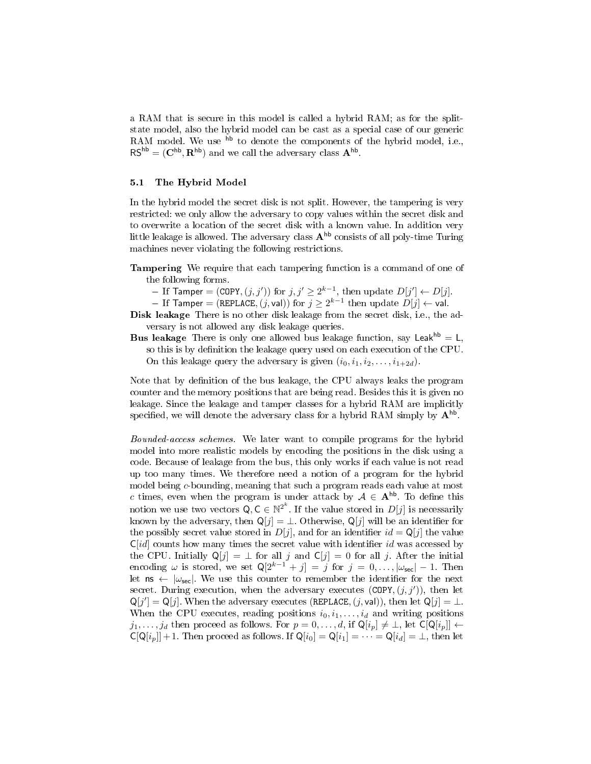a RAM that is secure in this model is called a hybrid RAM; as for the split-state model, also the hybrid model can be cast as a special case of our generic RAM model. We use $^{\mathsf{hb}}$ to denote the components of the hybrid model, i.e., $\mathsf{RS}^{\mathsf{hb}} = (\mathbf{C}^{\mathsf{hb}}, \mathbf{R}^{\mathsf{hb}})$ and we call the adversary class $\mathbf{A}^{\mathsf{hb}}$.

### 5.1 The Hybrid Model

In the hybrid model the secret disk is not split. However, the tampering is very restricted: we only allow the adversary to copy values within the secret disk and to overwrite a location of the secret disk with a known value. In addition very little leakage is allowed. The adversary class $\mathbf{A}^{\mathsf{hb}}$ consists of all poly-time Turing machines never violating the following restrictions.

**Tampering** We require that each tampering function is a command of one of the following forms.

- If $\mathsf{Tamper} = (\mathtt{COPY}, (j, j'))$ for $j, j' \geq 2^{k-1}$, then update $D[j'] \leftarrow D[j]$.
- If $\mathsf{Tamper} = (\mathtt{REPLACE}, (j, \mathsf{val}))$ for $j \geq 2^{k-1}$ then update $D[j] \leftarrow \mathsf{val}$.

**Disk leakage** There is no other disk leakage from the secret disk, i.e., the adversary is not allowed any disk leakage queries.

**Bus leakage** There is only one allowed bus leakage function, say $\mathsf{Leak}^{\mathsf{hb}} = \mathsf{L}$, so this is by definition the leakage query used on each execution of the CPU. On this leakage query the adversary is given $(i_0, i_1, i_2, \ldots, i_{1+2d})$.

Note that by definition of the bus leakage, the CPU always leaks the program counter and the memory positions that are being read. Besides this it is given no leakage. Since the leakage and tamper classes for a hybrid RAM are implicitly specified, we will denote the adversary class for a hybrid RAM simply by $\mathbf{A}^{\mathsf{hb}}$.

*Bounded-access schemes.* We later want to compile programs for the hybrid model into more realistic models by encoding the positions in the disk using a code. Because of leakage from the bus, this only works if each value is not read up too many times. We therefore need a notion of a program for the hybrid model being $c$-bounding, meaning that such a program reads each value at most $c$ times, even when the program is under attack by $\mathcal{A} \in \mathbf{A}^{\mathsf{hb}}$. To define this notion we use two vectors $\mathsf{Q}, \mathsf{C} \in \mathbb{N}^{2^k}$. If the value stored in $D[j]$ is necessarily known by the adversary, then $\mathsf{Q}[j] = \perp$. Otherwise, $\mathsf{Q}[j]$ will be an identifier for the possibly secret value stored in $D[j]$, and for an identifier $id = \mathsf{Q}[j]$ the value $\mathsf{C}[id]$ counts how many times the secret value with identifier $id$ was accessed by the CPU. Initially $\mathsf{Q}[j] = \perp$ for all $j$ and $\mathsf{C}[j] = 0$ for all $j$. After the initial encoding $\omega$ is stored, we set $\mathsf{Q}[2^{k-1} + j] = j$ for $j = 0, \ldots, |\omega_{\mathsf{sec}}| - 1$. Then let $\mathsf{ns} \leftarrow |\omega_{\mathsf{sec}}|$. We use this counter to remember the identifier for the next secret. During execution, when the adversary executes $(\mathtt{COPY}, (j, j'))$, then let $\mathsf{Q}[j'] = \mathsf{Q}[j]$. When the adversary executes $(\mathtt{REPLACE}, (j, \mathsf{val}))$, then let $\mathsf{Q}[j] = \perp$. When the CPU executes, reading positions $i_0, i_1, \ldots, i_d$ and writing positions $j_1, \ldots, j_d$ then proceed as follows. For $p = 0, \ldots, d$, if $\mathsf{Q}[i_p] \neq \perp$, let $\mathsf{C}[\mathsf{Q}[i_p]] \leftarrow \mathsf{C}[\mathsf{Q}[i_p]] + 1$. Then proceed as follows. If $\mathsf{Q}[i_0] = \mathsf{Q}[i_1] = \cdots = \mathsf{Q}[i_d] = \perp$, then let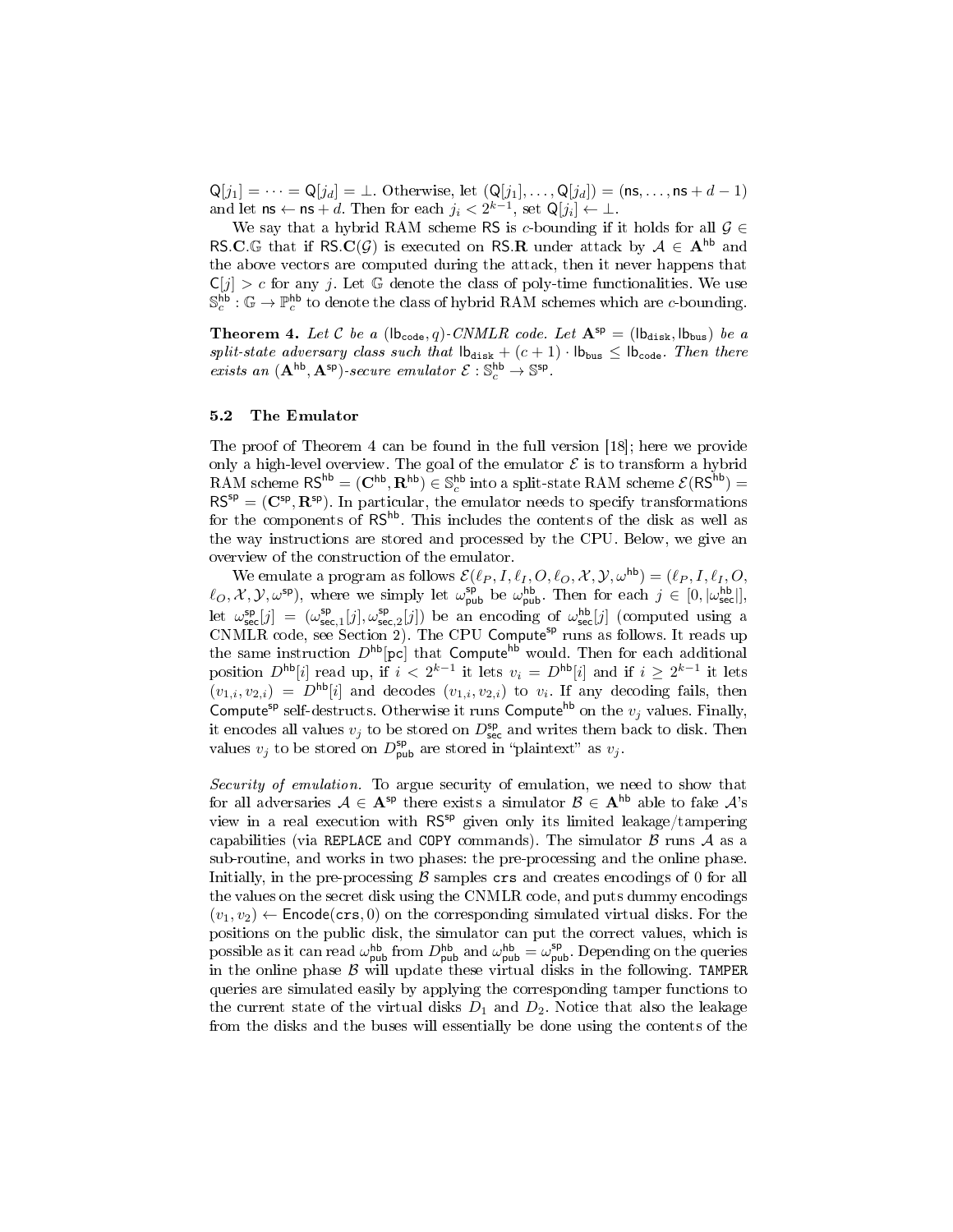$\mathsf{Q}[j_1] = \cdots = \mathsf{Q}[j_d] = \bot$. Otherwise, let $(\mathsf{Q}[j_1], \ldots, \mathsf{Q}[j_d]) = (\mathsf{ns}, \ldots, \mathsf{ns} + d - 1)$ and let $\mathsf{ns} \leftarrow \mathsf{ns} + d$. Then for each $j_i < 2^{k-1}$, set $\mathsf{Q}[j_i] \leftarrow \bot$.

We say that a hybrid RAM scheme RS is $c$-bounding if it holds for all $\mathcal{G} \in \mathsf{RS}.\mathbf{C}.\mathbb{G}$ that if $\mathsf{RS}.\mathbf{C}(\mathcal{G})$ is executed on $\mathsf{RS}.\mathbf{R}$ under attack by $\mathcal{A} \in \mathbf{A}^{\mathsf{hb}}$ and the above vectors are computed during the attack, then it never happens that $\mathsf{C}[j] > c$ for any $j$. Let $\mathbb{G}$ denote the class of poly-time functionalities. We use $\mathbb{S}_c^{\mathsf{hb}} : \mathbb{G} \to \mathbb{P}_c^{\mathsf{hb}}$ to denote the class of hybrid RAM schemes which are $c$-bounding.

**Theorem 4.** *Let $\mathcal{C}$ be a $(\mathsf{lb}_{\mathtt{code}}, q)$-CNMLR code. Let $\mathbf{A}^{\mathsf{sp}} = (\mathsf{lb}_{\mathtt{disk}}, \mathsf{lb}_{\mathtt{bus}})$ be a split-state adversary class such that $\mathsf{lb}_{\mathtt{disk}} + (c+1) \cdot \mathsf{lb}_{\mathtt{bus}} \leq \mathsf{lb}_{\mathtt{code}}$. Then there exists an $(\mathbf{A}^{\mathsf{hb}}, \mathbf{A}^{\mathsf{sp}})$-secure emulator $\mathcal{E} : \mathbb{S}_c^{\mathsf{hb}} \to \mathbb{S}^{\mathsf{sp}}$.*

### 5.2 The Emulator

The proof of Theorem 4 can be found in the full version [18]; here we provide only a high-level overview. The goal of the emulator $\mathcal{E}$ is to transform a hybrid RAM scheme $\mathsf{RS}^{\mathsf{hb}} = (\mathbf{C}^{\mathsf{hb}}, \mathbf{R}^{\mathsf{hb}}) \in \mathbb{S}_c^{\mathsf{hb}}$ into a split-state RAM scheme $\mathcal{E}(\mathsf{RS}^{\mathsf{hb}}) = \mathsf{RS}^{\mathsf{sp}} = (\mathbf{C}^{\mathsf{sp}}, \mathbf{R}^{\mathsf{sp}})$. In particular, the emulator needs to specify transformations for the components of $\mathsf{RS}^{\mathsf{hb}}$. This includes the contents of the disk as well as the way instructions are stored and processed by the CPU. Below, we give an overview of the construction of the emulator.

We emulate a program as follows $\mathcal{E}(\ell_P, I, \ell_I, O, \ell_O, \mathcal{X}, \mathcal{Y}, \omega^{\mathsf{hb}}) = (\ell_P, I, \ell_I, O, \ell_O, \mathcal{X}, \mathcal{Y}, \omega^{\mathsf{sp}})$, where we simply let $\omega^{\mathsf{sp}}_{\mathsf{pub}}$ be $\omega^{\mathsf{hb}}_{\mathsf{pub}}$. Then for each $j \in [0, |\omega^{\mathsf{hb}}_{\mathsf{sec}}|]$, let $\omega^{\mathsf{sp}}_{\mathsf{sec}}[j] = (\omega^{\mathsf{sp}}_{\mathsf{sec},1}[j], \omega^{\mathsf{sp}}_{\mathsf{sec},2}[j])$ be an encoding of $\omega^{\mathsf{hb}}_{\mathsf{sec}}[j]$ (computed using a CNMLR code, see Section 2). The CPU $\mathsf{Compute}^{\mathsf{sp}}$ runs as follows. It reads up the same instruction $D^{\mathsf{hb}}[\mathsf{pc}]$ that $\mathsf{Compute}^{\mathsf{hb}}$ would. Then for each additional position $D^{\mathsf{hb}}[i]$ read up, if $i < 2^{k-1}$ it lets $v_i = D^{\mathsf{hb}}[i]$ and if $i \geq 2^{k-1}$ it lets $(v_{1,i}, v_{2,i}) = D^{\mathsf{hb}}[i]$ and decodes $(v_{1,i}, v_{2,i})$ to $v_i$. If any decoding fails, then $\mathsf{Compute}^{\mathsf{sp}}$ self-destructs. Otherwise it runs $\mathsf{Compute}^{\mathsf{hb}}$ on the $v_j$ values. Finally, it encodes all values $v_j$ to be stored on $D^{\mathsf{sp}}_{\mathsf{sec}}$ and writes them back to disk. Then values $v_j$ to be stored on $D^{\mathsf{sp}}_{\mathsf{pub}}$ are stored in "plaintext" as $v_j$.

*Security of emulation.* To argue security of emulation, we need to show that for all adversaries $\mathcal{A} \in \mathbf{A}^{\mathsf{sp}}$ there exists a simulator $\mathcal{B} \in \mathbf{A}^{\mathsf{hb}}$ able to fake $\mathcal{A}$'s view in a real execution with $\mathsf{RS}^{\mathsf{sp}}$ given only its limited leakage/tampering capabilities (via `REPLACE` and `COPY` commands). The simulator $\mathcal{B}$ runs $\mathcal{A}$ as a sub-routine, and works in two phases: the pre-processing and the online phase. Initially, in the pre-processing $\mathcal{B}$ samples $\mathtt{crs}$ and creates encodings of 0 for all the values on the secret disk using the CNMLR code, and puts dummy encodings $(v_1, v_2) \leftarrow \mathsf{Encode}(\mathtt{crs}, 0)$ on the corresponding simulated virtual disks. For the positions on the public disk, the simulator can put the correct values, which is possible as it can read $\omega^{\mathsf{hb}}_{\mathsf{pub}}$ from $D^{\mathsf{hb}}_{\mathsf{pub}}$ and $\omega^{\mathsf{hb}}_{\mathsf{pub}} = \omega^{\mathsf{sp}}_{\mathsf{pub}}$. Depending on the queries in the online phase $\mathcal{B}$ will update these virtual disks in the following. `TAMPER` queries are simulated easily by applying the corresponding tamper functions to the current state of the virtual disks $D_1$ and $D_2$. Notice that also the leakage from the disks and the buses will essentially be done using the contents of the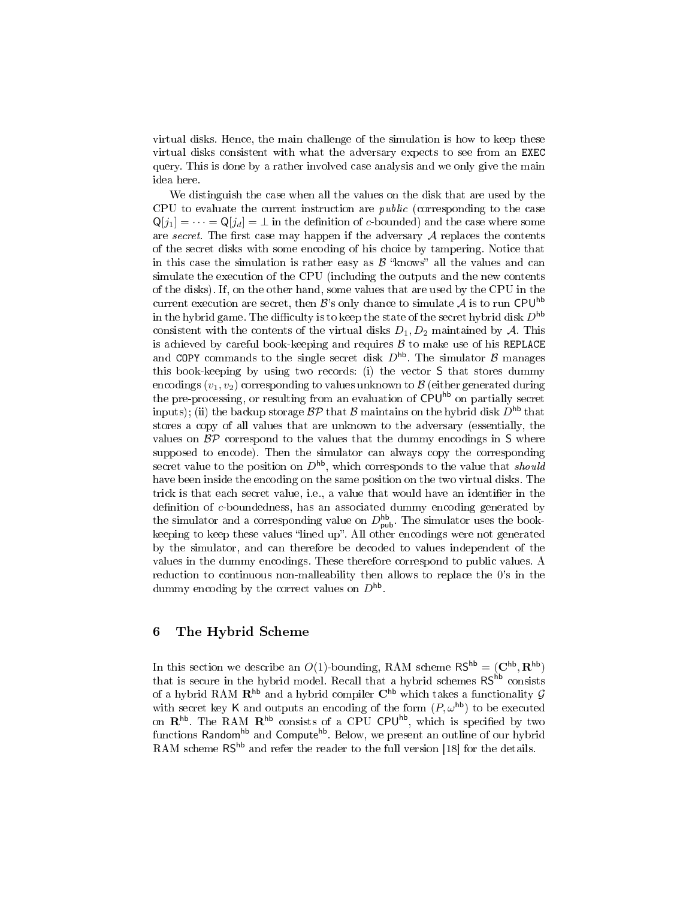virtual disks. Hence, the main challenge of the simulation is how to keep these virtual disks consistent with what the adversary expects to see from an EXEC query. This is done by a rather involved case analysis and we only give the main idea here.

We distinguish the case when all the values on the disk that are used by the CPU to evaluate the current instruction are *public* (corresponding to the case $\mathsf{Q}[j_1] = \cdots = \mathsf{Q}[j_d] = \bot$ in the definition of $c$-bounded) and the case where some are *secret*. The first case may happen if the adversary $\mathcal{A}$ replaces the contents of the secret disks with some encoding of his choice by tampering. Notice that in this case the simulation is rather easy as $\mathcal{B}$ "knows" all the values and can simulate the execution of the CPU (including the outputs and the new contents of the disks). If, on the other hand, some values that are used by the CPU in the current execution are secret, then $\mathcal{B}$'s only chance to simulate $\mathcal{A}$ is to run $\mathsf{CPU}^{\mathsf{hb}}$ in the hybrid game. The difficulty is to keep the state of the secret hybrid disk $D^{\mathsf{hb}}$ consistent with the contents of the virtual disks $D_1, D_2$ maintained by $\mathcal{A}$. This is achieved by careful book-keeping and requires $\mathcal{B}$ to make use of his REPLACE and COPY commands to the single secret disk $D^{\mathsf{hb}}$. The simulator $\mathcal{B}$ manages this book-keeping by using two records: (i) the vector $\mathsf{S}$ that stores dummy encodings $(v_1, v_2)$ corresponding to values unknown to $\mathcal{B}$ (either generated during the pre-processing, or resulting from an evaluation of $\mathsf{CPU}^{\mathsf{hb}}$ on partially secret inputs); (ii) the backup storage $\mathcal{BP}$ that $\mathcal{B}$ maintains on the hybrid disk $D^{\mathsf{hb}}$ that stores a copy of all values that are unknown to the adversary (essentially, the values on $\mathcal{BP}$ correspond to the values that the dummy encodings in $\mathsf{S}$ where supposed to encode). Then the simulator can always copy the corresponding secret value to the position on $D^{\mathsf{hb}}$, which corresponds to the value that *should* have been inside the encoding on the same position on the two virtual disks. The trick is that each secret value, i.e., a value that would have an identifier in the definition of $c$-boundedness, has an associated dummy encoding generated by the simulator and a corresponding value on $D^{\mathsf{hb}}_{\mathsf{pub}}$. The simulator uses the book-keeping to keep these values "lined up". All other encodings were not generated by the simulator, and can therefore be decoded to values independent of the values in the dummy encodings. These therefore correspond to public values. A reduction to continuous non-malleability then allows to replace the 0's in the dummy encoding by the correct values on $D^{\mathsf{hb}}$.

## 6 The Hybrid Scheme

In this section we describe an $O(1)$-bounding, RAM scheme $\mathsf{RS}^{\mathsf{hb}} = (\mathbf{C}^{\mathsf{hb}}, \mathbf{R}^{\mathsf{hb}})$ that is secure in the hybrid model. Recall that a hybrid schemes $\mathsf{RS}^{\mathsf{hb}}$ consists of a hybrid RAM $\mathbf{R}^{\mathsf{hb}}$ and a hybrid compiler $\mathbf{C}^{\mathsf{hb}}$ which takes a functionality $\mathcal{G}$ with secret key $\mathsf{K}$ and outputs an encoding of the form $(P, \omega^{\mathsf{hb}})$ to be executed on $\mathbf{R}^{\mathsf{hb}}$. The RAM $\mathbf{R}^{\mathsf{hb}}$ consists of a CPU $\mathsf{CPU}^{\mathsf{hb}}$, which is specified by two functions $\mathsf{Random}^{\mathsf{hb}}$ and $\mathsf{Compute}^{\mathsf{hb}}$. Below, we present an outline of our hybrid RAM scheme $\mathsf{RS}^{\mathsf{hb}}$ and refer the reader to the full version [18] for the details.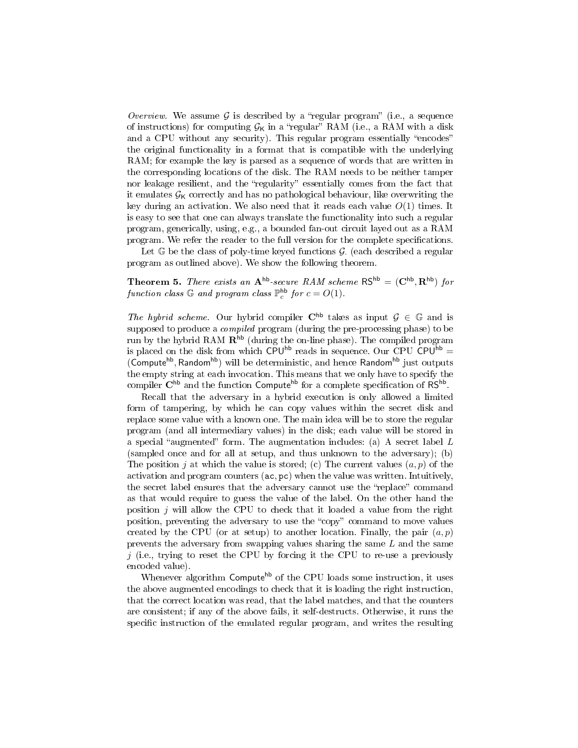*Overview.* We assume $\mathcal{G}$ is described by a "regular program" (i.e., a sequence of instructions) for computing $\mathcal{G}_\mathsf{K}$ in a "regular" RAM (i.e., a RAM with a disk and a CPU without any security). This regular program essentially "encodes" the original functionality in a format that is compatible with the underlying RAM; for example the key is parsed as a sequence of words that are written in the corresponding locations of the disk. The RAM needs to be neither tamper nor leakage resilient, and the "regularity" essentially comes from the fact that it emulates $\mathcal{G}_\mathsf{K}$ correctly and has no pathological behaviour, like overwriting the key during an activation. We also need that it reads each value $O(1)$ times. It is easy to see that one can always translate the functionality into such a regular program, generically, using, e.g., a bounded fan-out circuit layed out as a RAM program. We refer the reader to the full version for the complete specifications.

Let $\mathbb{G}$ be the class of poly-time keyed functions $\mathcal{G}$. (each described a regular program as outlined above). We show the following theorem.

**Theorem 5.** *There exists an $\mathbf{A}^{\mathsf{hb}}$-secure RAM scheme $\mathsf{RS}^{\mathsf{hb}} = (\mathbf{C}^{\mathsf{hb}}, \mathbf{R}^{\mathsf{hb}})$ for function class $\mathbb{G}$ and program class $\mathbb{P}_c^{\mathsf{hb}}$ for $c = O(1)$.*

*The hybrid scheme.* Our hybrid compiler $\mathbf{C}^{\mathsf{hb}}$ takes as input $\mathcal{G} \in \mathbb{G}$ and is supposed to produce a *compiled* program (during the pre-processing phase) to be run by the hybrid RAM $\mathbf{R}^{\mathsf{hb}}$ (during the on-line phase). The compiled program is placed on the disk from which $\mathsf{CPU}^{\mathsf{hb}}$ reads in sequence. Our CPU $\mathsf{CPU}^{\mathsf{hb}} = (\mathsf{Compute}^{\mathsf{hb}}, \mathsf{Random}^{\mathsf{hb}})$ will be deterministic, and hence $\mathsf{Random}^{\mathsf{hb}}$ just outputs the empty string at each invocation. This means that we only have to specify the compiler $\mathbf{C}^{\mathsf{hb}}$ and the function $\mathsf{Compute}^{\mathsf{hb}}$ for a complete specification of $\mathsf{RS}^{\mathsf{hb}}$.

Recall that the adversary in a hybrid execution is only allowed a limited form of tampering, by which he can copy values within the secret disk and replace some value with a known one. The main idea will be to store the regular program (and all intermediary values) in the disk; each value will be stored in a special "augmented" form. The augmentation includes: (a) A secret label $L$ (sampled once and for all at setup, and thus unknown to the adversary); (b) The position $j$ at which the value is stored; (c) The current values $(a, p)$ of the activation and program counters $(\mathsf{ac}, \mathsf{pc})$ when the value was written. Intuitively, the secret label ensures that the adversary cannot use the "replace" command as that would require to guess the value of the label. On the other hand the position $j$ will allow the CPU to check that it loaded a value from the right position, preventing the adversary to use the "copy" command to move values created by the CPU (or at setup) to another location. Finally, the pair $(a, p)$ prevents the adversary from swapping values sharing the same $L$ and the same $j$ (i.e., trying to reset the CPU by forcing it the CPU to re-use a previously encoded value).

Whenever algorithm $\mathsf{Compute}^{\mathsf{hb}}$ of the CPU loads some instruction, it uses the above augmented encodings to check that it is loading the right instruction, that the correct location was read, that the label matches, and that the counters are consistent; if any of the above fails, it self-destructs. Otherwise, it runs the specific instruction of the emulated regular program, and writes the resulting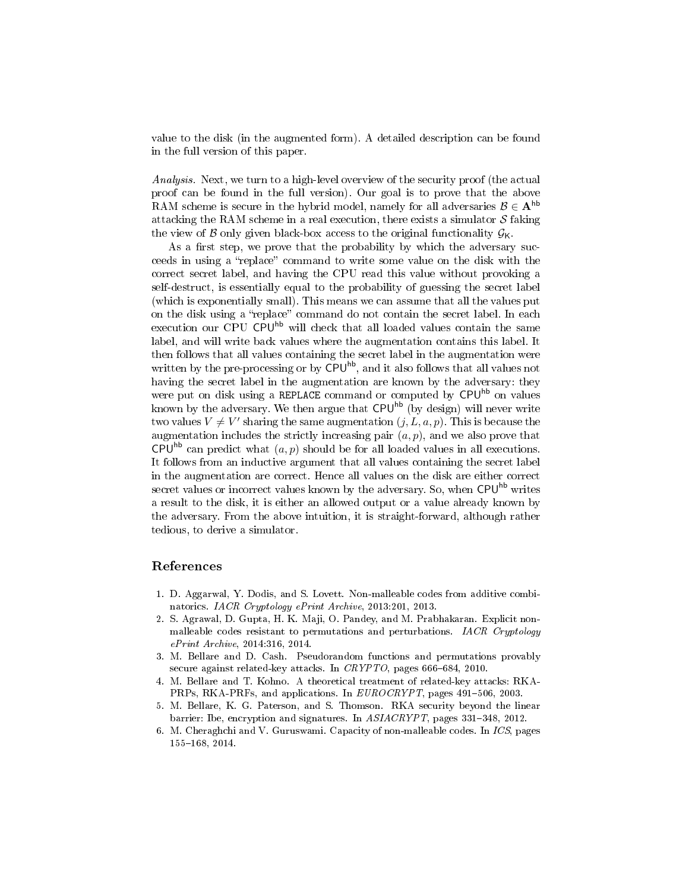value to the disk (in the augmented form). A detailed description can be found in the full version of this paper.

*Analysis.* Next, we turn to a high-level overview of the security proof (the actual proof can be found in the full version). Our goal is to prove that the above RAM scheme is secure in the hybrid model, namely for all adversaries $\mathcal{B} \in \mathbf{A}^{\mathsf{hb}}$ attacking the RAM scheme in a real execution, there exists a simulator $\mathcal{S}$ faking the view of $\mathcal{B}$ only given black-box access to the original functionality $\mathcal{G}_{\mathsf{K}}$.

As a first step, we prove that the probability by which the adversary succeeds in using a "replace" command to write some value on the disk with the correct secret label, and having the CPU read this value without provoking a self-destruct, is essentially equal to the probability of guessing the secret label (which is exponentially small). This means we can assume that all the values put on the disk using a "replace" command do not contain the secret label. In each execution our CPU $\mathsf{CPU}^{\mathsf{hb}}$ will check that all loaded values contain the same label, and will write back values where the augmentation contains this label. It then follows that all values containing the secret label in the augmentation were written by the pre-processing or by $\mathsf{CPU}^{\mathsf{hb}}$, and it also follows that all values not having the secret label in the augmentation are known by the adversary: they were put on disk using a `REPLACE` command or computed by $\mathsf{CPU}^{\mathsf{hb}}$ on values known by the adversary. We then argue that $\mathsf{CPU}^{\mathsf{hb}}$ (by design) will never write two values $V \neq V'$ sharing the same augmentation $(j, L, a, p)$. This is because the augmentation includes the strictly increasing pair $(a, p)$, and we also prove that $\mathsf{CPU}^{\mathsf{hb}}$ can predict what $(a, p)$ should be for all loaded values in all executions. It follows from an inductive argument that all values containing the secret label in the augmentation are correct. Hence all values on the disk are either correct secret values or incorrect values known by the adversary. So, when $\mathsf{CPU}^{\mathsf{hb}}$ writes a result to the disk, it is either an allowed output or a value already known by the adversary. From the above intuition, it is straight-forward, although rather tedious, to derive a simulator.

## References

1. D. Aggarwal, Y. Dodis, and S. Lovett. Non-malleable codes from additive combinatorics. *IACR Cryptology ePrint Archive*, 2013:201, 2013.
2. S. Agrawal, D. Gupta, H. K. Maji, O. Pandey, and M. Prabhakaran. Explicit non-malleable codes resistant to permutations and perturbations. *IACR Cryptology ePrint Archive*, 2014:316, 2014.
3. M. Bellare and D. Cash. Pseudorandom functions and permutations provably secure against related-key attacks. In *CRYPTO*, pages 666–684, 2010.
4. M. Bellare and T. Kohno. A theoretical treatment of related-key attacks: RKA-PRPs, RKA-PRFs, and applications. In *EUROCRYPT*, pages 491–506, 2003.
5. M. Bellare, K. G. Paterson, and S. Thomson. RKA security beyond the linear barrier: Ibe, encryption and signatures. In *ASIACRYPT*, pages 331–348, 2012.
6. M. Cheraghchi and V. Guruswami. Capacity of non-malleable codes. In *ICS*, pages 155–168, 2014.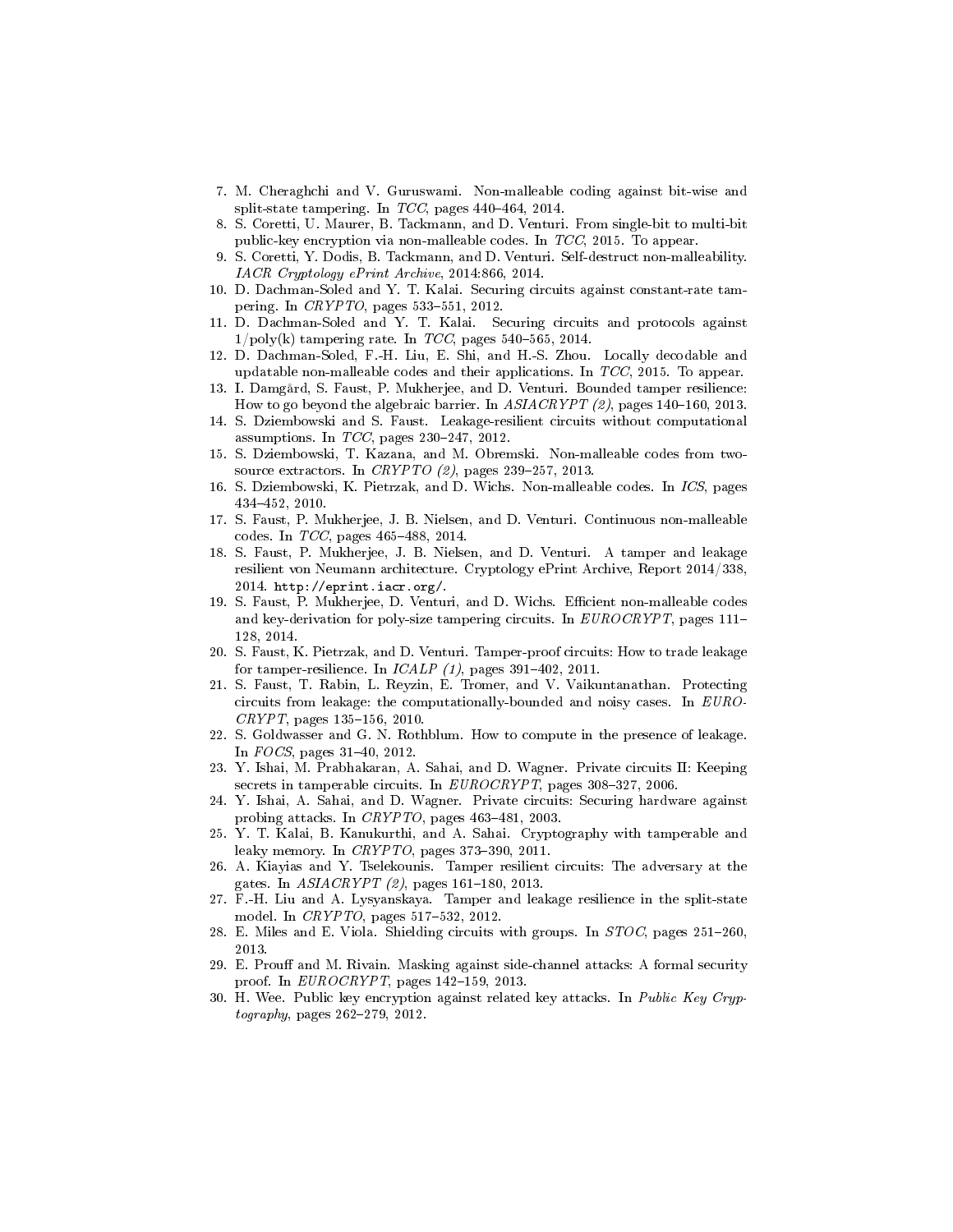7. M. Cheraghchi and V. Guruswami. Non-malleable coding against bit-wise and split-state tampering. In *TCC*, pages 440–464, 2014.
8. S. Coretti, U. Maurer, B. Tackmann, and D. Venturi. From single-bit to multi-bit public-key encryption via non-malleable codes. In *TCC*, 2015. To appear.
9. S. Coretti, Y. Dodis, B. Tackmann, and D. Venturi. Self-destruct non-malleability. *IACR Cryptology ePrint Archive*, 2014:866, 2014.
10. D. Dachman-Soled and Y. T. Kalai. Securing circuits against constant-rate tampering. In *CRYPTO*, pages 533–551, 2012.
11. D. Dachman-Soled and Y. T. Kalai. Securing circuits and protocols against 1/poly(k) tampering rate. In *TCC*, pages 540–565, 2014.
12. D. Dachman-Soled, F.-H. Liu, E. Shi, and H.-S. Zhou. Locally decodable and updatable non-malleable codes and their applications. In *TCC*, 2015. To appear.
13. I. Damgård, S. Faust, P. Mukherjee, and D. Venturi. Bounded tamper resilience: How to go beyond the algebraic barrier. In *ASIACRYPT (2)*, pages 140–160, 2013.
14. S. Dziembowski and S. Faust. Leakage-resilient circuits without computational assumptions. In *TCC*, pages 230–247, 2012.
15. S. Dziembowski, T. Kazana, and M. Obremski. Non-malleable codes from two-source extractors. In *CRYPTO (2)*, pages 239–257, 2013.
16. S. Dziembowski, K. Pietrzak, and D. Wichs. Non-malleable codes. In *ICS*, pages 434–452, 2010.
17. S. Faust, P. Mukherjee, J. B. Nielsen, and D. Venturi. Continuous non-malleable codes. In *TCC*, pages 465–488, 2014.
18. S. Faust, P. Mukherjee, J. B. Nielsen, and D. Venturi. A tamper and leakage resilient von Neumann architecture. Cryptology ePrint Archive, Report 2014/338, 2014. `http://eprint.iacr.org/`.
19. S. Faust, P. Mukherjee, D. Venturi, and D. Wichs. Efficient non-malleable codes and key-derivation for poly-size tampering circuits. In *EUROCRYPT*, pages 111–128, 2014.
20. S. Faust, K. Pietrzak, and D. Venturi. Tamper-proof circuits: How to trade leakage for tamper-resilience. In *ICALP (1)*, pages 391–402, 2011.
21. S. Faust, T. Rabin, L. Reyzin, E. Tromer, and V. Vaikuntanathan. Protecting circuits from leakage: the computationally-bounded and noisy cases. In *EUROCRYPT*, pages 135–156, 2010.
22. S. Goldwasser and G. N. Rothblum. How to compute in the presence of leakage. In *FOCS*, pages 31–40, 2012.
23. Y. Ishai, M. Prabhakaran, A. Sahai, and D. Wagner. Private circuits II: Keeping secrets in tamperable circuits. In *EUROCRYPT*, pages 308–327, 2006.
24. Y. Ishai, A. Sahai, and D. Wagner. Private circuits: Securing hardware against probing attacks. In *CRYPTO*, pages 463–481, 2003.
25. Y. T. Kalai, B. Kanukurthi, and A. Sahai. Cryptography with tamperable and leaky memory. In *CRYPTO*, pages 373–390, 2011.
26. A. Kiayias and Y. Tselekounis. Tamper resilient circuits: The adversary at the gates. In *ASIACRYPT (2)*, pages 161–180, 2013.
27. F.-H. Liu and A. Lysyanskaya. Tamper and leakage resilience in the split-state model. In *CRYPTO*, pages 517–532, 2012.
28. E. Miles and E. Viola. Shielding circuits with groups. In *STOC*, pages 251–260, 2013.
29. E. Prouff and M. Rivain. Masking against side-channel attacks: A formal security proof. In *EUROCRYPT*, pages 142–159, 2013.
30. H. Wee. Public key encryption against related key attacks. In *Public Key Cryptography*, pages 262–279, 2012.